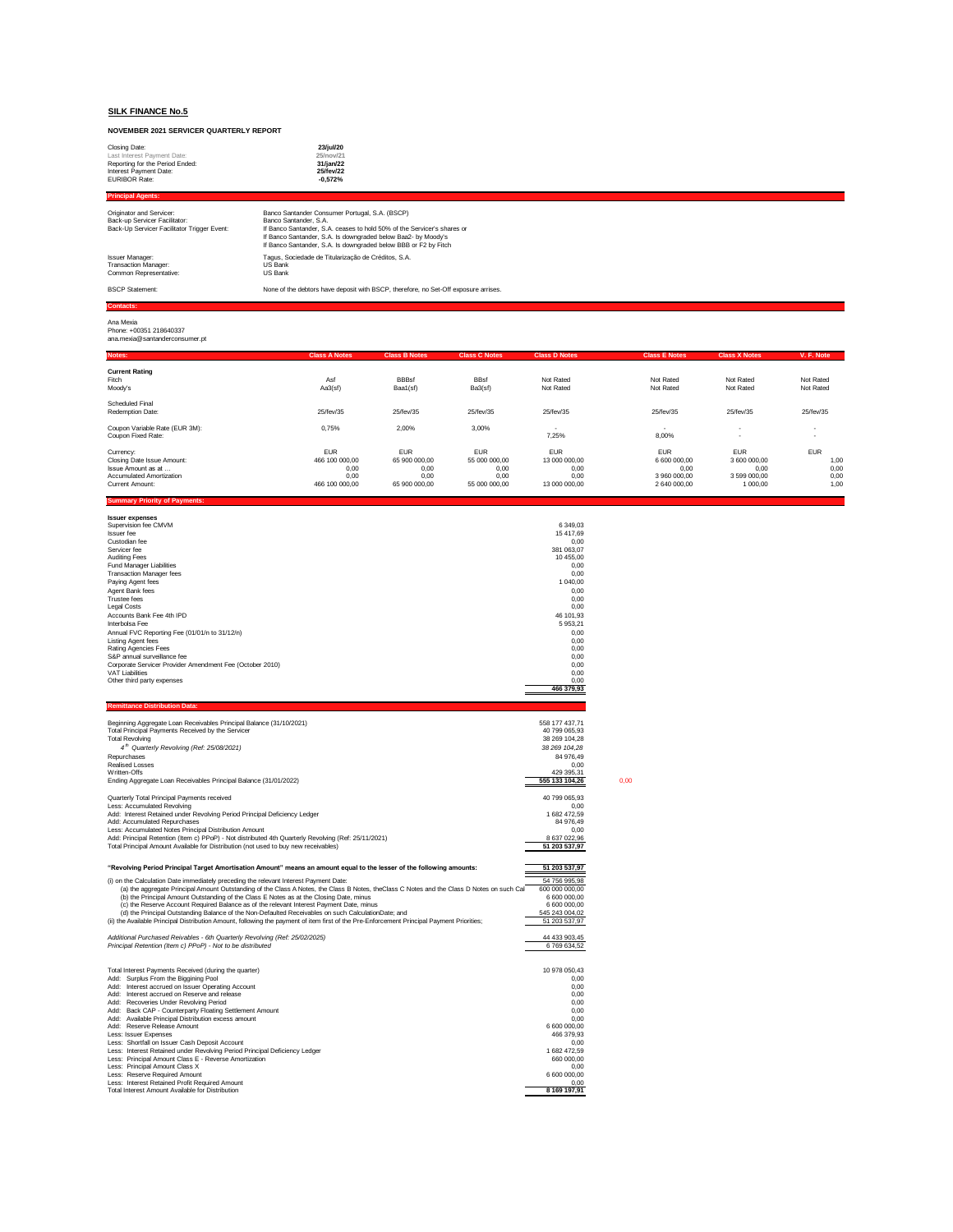# SILK FINANCE No.5

## NOVEMBER 2021 SERVICER QUARTERLY REPORT

| | |
|---|---|
| Closing Date: | **23/jul/20** |
| Last Interest Payment Date: | **25/nov/21** |
| Reporting for the Period Ended: | **31/jan/22** |
| Interest Payment Date: | **25/fev/22** |
| EURIBOR Rate: | **-0,572%** |

### Principal Agents:

| | |
|---|---|
| Originator and Servicer: | Banco Santander Consumer Portugal, S.A. (BSCP) |
| Back-up Servicer Facilitator: | Banco Santander, S.A. |
| Back-Up Servicer Facilitator Trigger Event: | If Banco Santander, S.A. ceases to hold 50% of the Servicer's shares or<br>If Banco Santander, S.A. Is downgraded below Baa2- by Moody's<br>If Banco Santander, S.A. Is downgraded below BBB or F2 by Fitch |
| Issuer Manager: | Tagus, Sociedade de Titularização de Créditos, S.A. |
| Transaction Manager: | US Bank |
| Common Representative: | US Bank |
| BSCP Statement: | None of the debtors have deposit with BSCP, therefore, no Set-Off exposure arrises. |

### Contacts:

Ana Mexia
Phone: +00351 218640337
ana.mexia@santanderconsumer.pt

| Notes: | Class A Notes | Class B Notes | Class C Notes | Class D Notes | Class E Notes | Class X Notes | V. F. Note |
|---|---|---|---|---|---|---|---|
| **Current Rating** | | | | | | | |
| Fitch | Asf | BBBsf | BBsf | Not Rated | Not Rated | Not Rated | Not Rated |
| Moody's | Aa3(sf) | Baa1(sf) | Ba3(sf) | Not Rated | Not Rated | Not Rated | Not Rated |
| Scheduled Final Redemption Date: | 25/fev/35 | 25/fev/35 | 25/fev/35 | 25/fev/35 | 25/fev/35 | 25/fev/35 | 25/fev/35 |
| Coupon Variable Rate (EUR 3M): | 0,75% | 2,00% | 3,00% | - | - | - | - |
| Coupon Fixed Rate: | | | | 7,25% | 8,00% | - | - |
| Currency: | EUR | EUR | EUR | EUR | EUR | EUR | EUR |
| Closing Date Issue Amount: | 466 100 000,00 | 65 900 000,00 | 55 000 000,00 | 13 000 000,00 | 6 600 000,00 | 3 600 000,00 | 1,00 |
| Issue Amount as at ... | 0,00 | 0,00 | 0,00 | 0,00 | 0,00 | 0,00 | 0,00 |
| Accumulated Amortization | 0,00 | 0,00 | 0,00 | 0,00 | 3 960 000,00 | 3 599 000,00 | 0,00 |
| Current Amount: | 466 100 000,00 | 65 900 000,00 | 55 000 000,00 | 13 000 000,00 | 2 640 000,00 | 1 000,00 | 1,00 |

### Summary Priority of Payments:

| **Issuer expenses** | |
|---|---|
| Supervision fee CMVM | 6 349,03 |
| Issuer fee | 15 417,69 |
| Custodian fee | 0,00 |
| Servicer fee | 381 063,07 |
| Auditing Fees | 10 455,00 |
| Fund Manager Liabilities | 0,00 |
| Transaction Manager fees | 0,00 |
| Paying Agent fees | 1 040,00 |
| Agent Bank fees | 0,00 |
| Trustee fees | 0,00 |
| Legal Costs | 0,00 |
| Accounts Bank Fee 4th IPD | 46 101,93 |
| Interbolsa Fee | 5 953,21 |
| Annual FVC Reporting Fee (01/01/n to 31/12/n) | 0,00 |
| Listing Agent fees | 0,00 |
| Rating Agencies Fees | 0,00 |
| S&P annual surveillance fee | 0,00 |
| Corporate Servicer Provider Amendment Fee (October 2010) | 0,00 |
| VAT Liabilities | 0,00 |
| Other third party expenses | 0,00 |
| | **466 379,93** |

### Remittance Distribution Data:

| | | |
|---|---|---|
| Beginning Aggregate Loan Receivables Principal Balance (31/10/2021) | 558 177 437,71 | |
| Total Principal Payments Received by the Servicer | 40 799 065,93 | |
| Total Revolving | 38 269 104,28 | |
| *4th Quarterly Revolving (Ref: 25/08/2021)* | *38 269 104,28* | |
| Repurchases | 84 976,49 | |
| Realised Losses | 0,00 | |
| Written-Offs | 429 395,31 | |
| Ending Aggregate Loan Receivables Principal Balance (31/01/2022) | **555 133 104,26** | 0,00 |
| Quarterly Total Principal Payments received | 40 799 065,93 | |
| Less: Accumulated Revolving | 0,00 | |
| Add: Interest Retained under Revolving Period Principal Deficiency Ledger | 1 682 472,59 | |
| Add: Accumulated Repurchases | 84 976,49 | |
| Less: Accumulated Notes Principal Distribution Amount | 0,00 | |
| Add: Principal Retention (Item c) PPoP) - Not distributed 4th Quarterly Revolving (Ref: 25/11/2021) | 8 637 022,96 | |
| Total Principal Amount Available for Distribution (not used to buy new receivables) | **51 203 537,97** | |

| | |
|---|---|
| **"Revolving Period Principal Target Amortisation Amount" means an amount equal to the lesser of the following amounts:** | **51 203 537,97** |
| (i) on the Calculation Date immediately preceding the relevant Interest Payment Date: | 54 756 995,98 |
| (a) the aggregate Principal Amount Outstanding of the Class A Notes, the Class B Notes, theClass C Notes and the Class D Notes on such Cal | 600 000 000,00 |
| (b) the Principal Amount Outstanding of the Class E Notes as at the Closing Date, minus | 6 600 000,00 |
| (c) the Reserve Account Required Balance as of the relevant Interest Payment Date, minus | 6 600 000,00 |
| (d) the Principal Outstanding Balance of the Non-Defaulted Receivables on such CalculationDate; and | 545 243 004,02 |
| (ii) the Available Principal Distribution Amount, following the payment of item first of the Pre-Enforcement Principal Payment Priorities; | 51 203 537,97 |
| *Additional Purchased Reivables - 6th Quarterly Revolving (Ref: 25/02/2025)* | 44 433 903,45 |
| *Principal Retention (Item c) PPoP) - Not to be distributed* | 6 769 634,52 |

| | |
|---|---|
| Total Interest Payments Received (during the quarter) | 10 978 050,43 |
| Add: Surplus From the Biggining Pool | 0,00 |
| Add: Interest accrued on Issuer Operating Account | 0,00 |
| Add: Interest accrued on Reserve and release | 0,00 |
| Add: Recoveries Under Revolving Period | 0,00 |
| Add: Back CAP - Counterparty Floating Settlement Amount | 0,00 |
| Add: Available Principal Distribution excess amount | 0,00 |
| Add: Reserve Release Amount | 6 600 000,00 |
| Less: Issuer Expenses | 466 379,93 |
| Less: Shortfall on Issuer Cash Deposit Account | 0,00 |
| Less: Interest Retained under Revolving Period Principal Deficiency Ledger | 1 682 472,59 |
| Less: Principal Amount Class E - Reverse Amortization | 660 000,00 |
| Less: Principal Amount Class X | 0,00 |
| Less: Reserve Required Amount | 6 600 000,00 |
| Less: Interest Retained Profit Required Amount | 0,00 |
| Total Interest Amount Available for Distribution | **8 169 197,91** |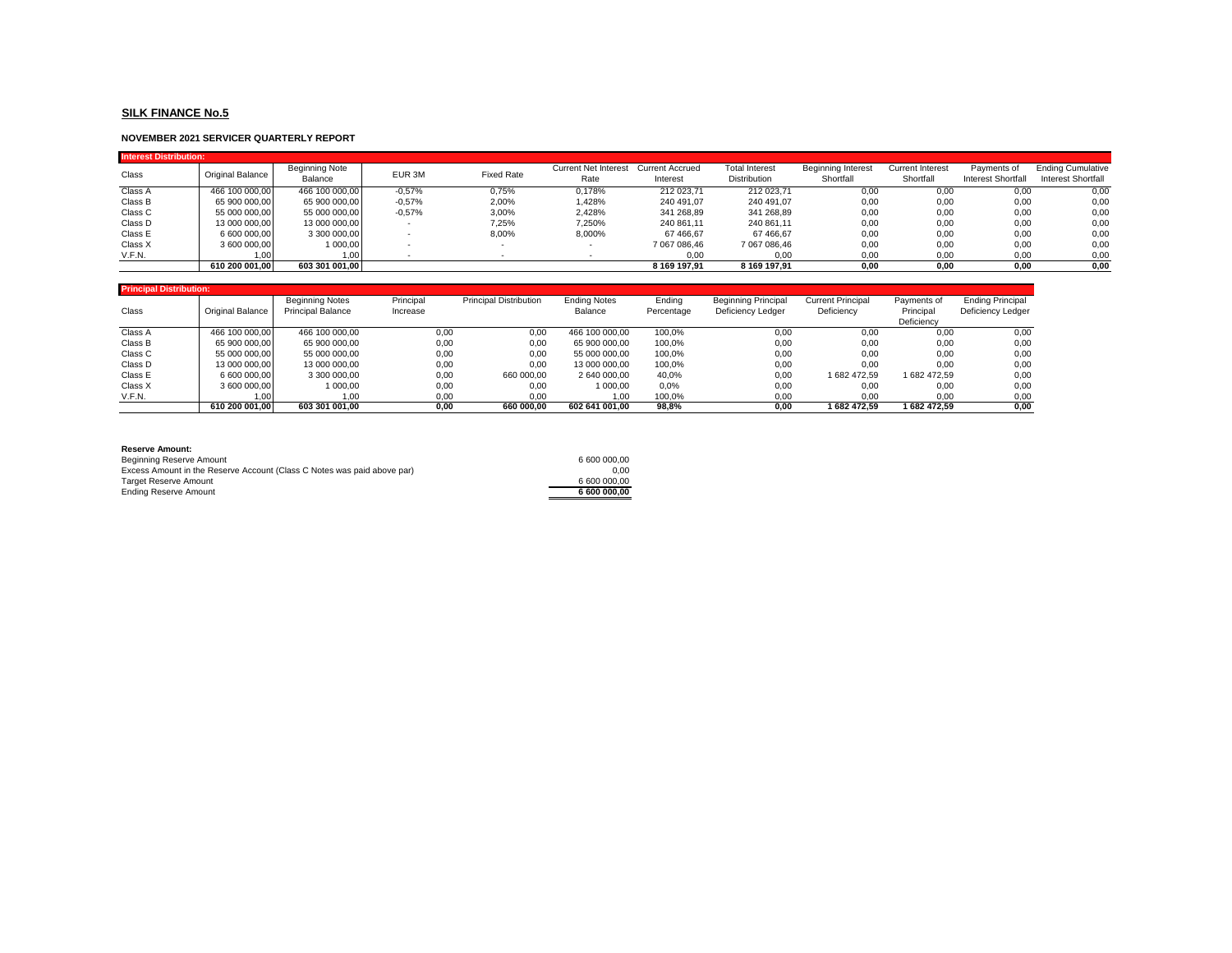## SILK FINANCE No.5

### NOVEMBER 2021 SERVICER QUARTERLY REPORT

**Interest Distribution:**

| Class | Original Balance | Beginning Note Balance | EUR 3M | Fixed Rate | Current Net Interest Rate | Current Accrued Interest | Total Interest Distribution | Beginning Interest Shortfall | Current Interest Shortfall | Payments of Interest Shortfall | Ending Cumulative Interest Shortfall |
|---|---|---|---|---|---|---|---|---|---|---|---|
| Class A | 466 100 000,00 | 466 100 000,00 | -0,57% | 0,75% | 0,178% | 212 023,71 | 212 023,71 | 0,00 | 0,00 | 0,00 | 0,00 |
| Class B | 65 900 000,00 | 65 900 000,00 | -0,57% | 2,00% | 1,428% | 240 491,07 | 240 491,07 | 0,00 | 0,00 | 0,00 | 0,00 |
| Class C | 55 000 000,00 | 55 000 000,00 | -0,57% | 3,00% | 2,428% | 341 268,89 | 341 268,89 | 0,00 | 0,00 | 0,00 | 0,00 |
| Class D | 13 000 000,00 | 13 000 000,00 | - | 7,25% | 7,250% | 240 861,11 | 240 861,11 | 0,00 | 0,00 | 0,00 | 0,00 |
| Class E | 6 600 000,00 | 3 300 000,00 | - | 8,00% | 8,000% | 67 466,67 | 67 466,67 | 0,00 | 0,00 | 0,00 | 0,00 |
| Class X | 3 600 000,00 | 1 000,00 | - | - | - | 7 067 086,46 | 7 067 086,46 | 0,00 | 0,00 | 0,00 | 0,00 |
| V.F.N. | 1,00 | 1,00 | - | - | - | 0,00 | 0,00 | 0,00 | 0,00 | 0,00 | 0,00 |
| | **610 200 001,00** | **603 301 001,00** | | | | **8 169 197,91** | **8 169 197,91** | **0,00** | **0,00** | **0,00** | **0,00** |

**Principal Distribution:**

| Class | Original Balance | Beginning Notes Principal Balance | Principal Increase | Principal Distribution | Ending Notes Balance | Ending Percentage | Beginning Principal Deficiency Ledger | Current Principal Deficiency | Payments of Principal Deficiency | Ending Principal Deficiency Ledger |
|---|---|---|---|---|---|---|---|---|---|---|
| Class A | 466 100 000,00 | 466 100 000,00 | 0,00 | 0,00 | 466 100 000,00 | 100,0% | 0,00 | 0,00 | 0,00 | 0,00 |
| Class B | 65 900 000,00 | 65 900 000,00 | 0,00 | 0,00 | 65 900 000,00 | 100,0% | 0,00 | 0,00 | 0,00 | 0,00 |
| Class C | 55 000 000,00 | 55 000 000,00 | 0,00 | 0,00 | 55 000 000,00 | 100,0% | 0,00 | 0,00 | 0,00 | 0,00 |
| Class D | 13 000 000,00 | 13 000 000,00 | 0,00 | 0,00 | 13 000 000,00 | 100,0% | 0,00 | 0,00 | 0,00 | 0,00 |
| Class E | 6 600 000,00 | 3 300 000,00 | 0,00 | 660 000,00 | 2 640 000,00 | 40,0% | 0,00 | 1 682 472,59 | 1 682 472,59 | 0,00 |
| Class X | 3 600 000,00 | 1 000,00 | 0,00 | 0,00 | 1 000,00 | 0,0% | 0,00 | 0,00 | 0,00 | 0,00 |
| V.F.N. | 1,00 | 1,00 | 0,00 | 0,00 | 1,00 | 100,0% | 0,00 | 0,00 | 0,00 | 0,00 |
| | **610 200 001,00** | **603 301 001,00** | **0,00** | **660 000,00** | **602 641 001,00** | **98,8%** | **0,00** | **1 682 472,59** | **1 682 472,59** | **0,00** |

**Reserve Amount:**

| | |
|---|---|
| Beginning Reserve Amount | 6 600 000,00 |
| Excess Amount in the Reserve Account (Class C Notes was paid above par) | 0,00 |
| Target Reserve Amount | 6 600 000,00 |
| Ending Reserve Amount | **6 600 000,00** |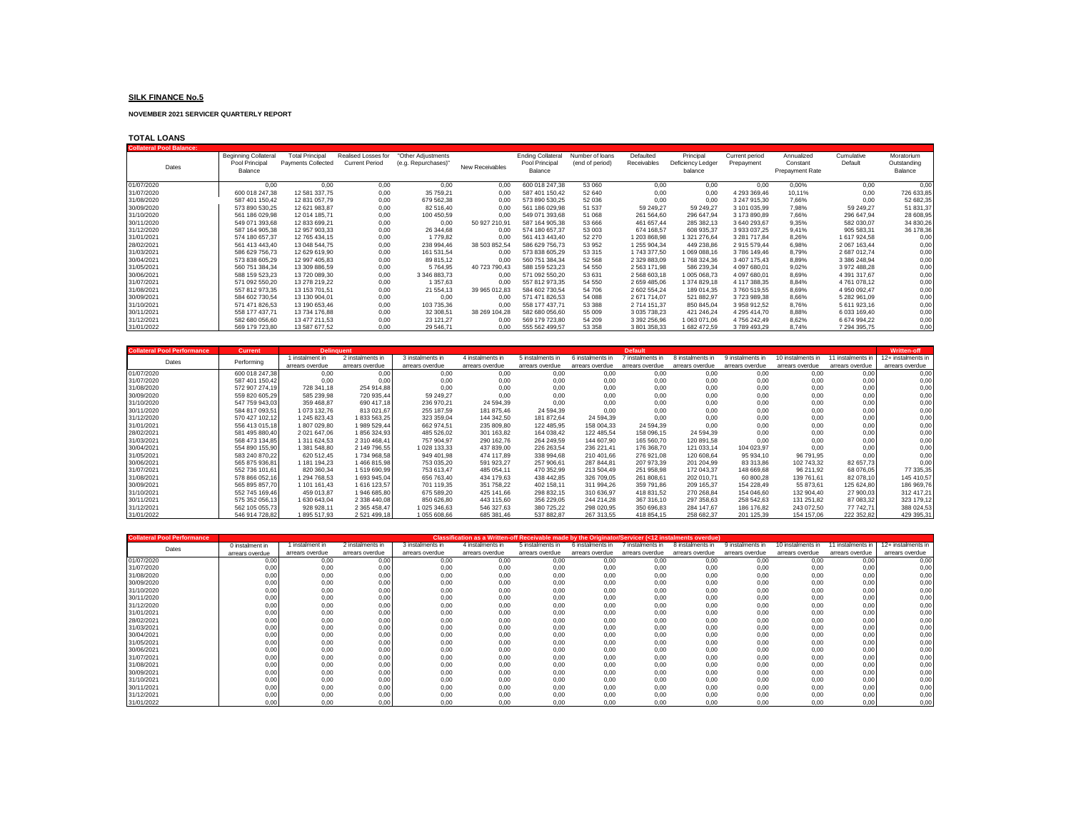**SILK FINANCE No.5**

**NOVEMBER 2021 SERVICER QUARTERLY REPORT**

**TOTAL LOANS**

| Collateral Pool Balance: | | | | | | | | | | | | | |
|---|---|---|---|---|---|---|---|---|---|---|---|---|---|
| Dates | Beginning Collateral Pool Principal Balance | Total Principal Payments Collected | Realised Losses for Current Period | "Other Adjustments (e.g. Repurchases)" | New Receivables | Ending Collateral Pool Principal Balance | Number of loans (end of period) | Defaulted Receivables | Principal Deficiency Ledger balance | Current period Prepayment | Annualized Constant Prepayment Rate | Cumulative Default | Moratorium Outstanding Balance |
| 01/07/2020 | 0,00 | 0,00 | 0,00 | 0,00 | 0,00 | 600 018 247,38 | 53 060 | 0,00 | 0,00 | 0,00 | 0,00% | 0,00 | 0,00 |
| 31/07/2020 | 600 018 247,38 | 12 581 337,75 | 0,00 | 35 759,21 | 0,00 | 587 401 150,42 | 52 640 | 0,00 | 0,00 | 4 293 369,46 | 10,11% | 0,00 | 726 633,85 |
| 31/08/2020 | 587 401 150,42 | 12 831 057,79 | 0,00 | 679 562,38 | 0,00 | 573 890 530,25 | 52 036 | 0,00 | 0,00 | 3 247 915,30 | 7,66% | 0,00 | 52 682,35 |
| 30/09/2020 | 573 890 530,25 | 12 621 983,87 | 0,00 | 82 516,40 | 0,00 | 561 186 029,98 | 51 537 | 59 249,27 | 59 249,27 | 3 101 035,99 | 7,98% | 59 249,27 | 51 831,37 |
| 31/10/2020 | 561 186 029,98 | 12 014 185,71 | 0,00 | 100 450,59 | 0,00 | 549 071 393,68 | 51 068 | 261 564,60 | 296 647,94 | 3 173 890,89 | 7,66% | 296 647,94 | 28 608,95 |
| 30/11/2020 | 549 071 393,68 | 12 833 699,21 | 0,00 | 0,00 | 50 927 210,91 | 587 164 905,38 | 53 666 | 461 657,44 | 285 382,13 | 3 640 293,67 | 9,35% | 582 030,07 | 34 830,26 |
| 31/12/2020 | 587 164 905,38 | 12 957 903,33 | 0,00 | 26 344,68 | 0,00 | 574 180 657,37 | 53 003 | 674 168,57 | 608 935,37 | 3 933 037,25 | 9,41% | 905 583,31 | 36 178,36 |
| 31/01/2021 | 574 180 657,37 | 12 765 434,15 | 0,00 | 1 779,82 | 0,00 | 561 413 443,40 | 52 270 | 1 203 868,98 | 1 321 276,64 | 3 281 717,84 | 8,26% | 1 617 924,58 | 0,00 |
| 28/02/2021 | 561 413 443,40 | 13 048 544,75 | 0,00 | 238 994,46 | 38 503 852,54 | 586 629 756,73 | 53 952 | 1 255 904,34 | 449 238,86 | 2 915 579,44 | 6,98% | 2 067 163,44 | 0,00 |
| 31/03/2021 | 586 629 756,73 | 12 629 619,90 | 0,00 | 161 531,54 | 0,00 | 573 838 605,29 | 53 315 | 1 743 377,50 | 1 069 088,16 | 3 786 149,46 | 8,79% | 2 687 012,74 | 0,00 |
| 30/04/2021 | 573 838 605,29 | 12 997 405,83 | 0,00 | 89 815,12 | 0,00 | 560 751 384,34 | 52 568 | 2 329 883,09 | 1 768 324,36 | 3 407 175,43 | 8,89% | 3 386 248,94 | 0,00 |
| 31/05/2021 | 560 751 384,34 | 13 309 886,59 | 0,00 | 5 764,95 | 40 723 790,43 | 588 159 523,23 | 54 550 | 2 563 171,98 | 586 239,34 | 4 097 680,01 | 9,02% | 3 972 488,28 | 0,00 |
| 30/06/2021 | 588 159 523,23 | 13 720 089,30 | 0,00 | 3 346 883,73 | 0,00 | 571 092 550,20 | 53 631 | 2 568 603,18 | 1 005 068,73 | 4 097 680,01 | 8,69% | 4 391 317,67 | 0,00 |
| 31/07/2021 | 571 092 550,20 | 13 278 219,22 | 0,00 | 1 357,63 | 0,00 | 557 812 973,35 | 54 550 | 2 659 485,06 | 1 374 829,18 | 4 117 388,35 | 8,84% | 4 761 078,12 | 0,00 |
| 31/08/2021 | 557 812 973,35 | 13 153 701,51 | 0,00 | 21 554,13 | 39 965 012,83 | 584 602 730,54 | 54 706 | 2 602 554,24 | 189 014,35 | 3 760 519,55 | 8,69% | 4 950 092,47 | 0,00 |
| 30/09/2021 | 584 602 730,54 | 13 130 904,01 | 0,00 | 0,00 | 0,00 | 571 471 826,53 | 54 088 | 2 671 714,07 | 521 882,97 | 3 723 989,38 | 8,66% | 5 282 961,09 | 0,00 |
| 31/10/2021 | 571 471 826,53 | 13 190 653,46 | 0,00 | 103 735,36 | 0,00 | 558 177 437,71 | 53 388 | 2 714 151,37 | 850 845,04 | 3 958 912,52 | 8,76% | 5 611 923,16 | 0,00 |
| 30/11/2021 | 558 177 437,71 | 13 734 176,88 | 0,00 | 32 308,51 | 38 269 104,28 | 582 680 056,60 | 55 009 | 3 035 738,23 | 421 246,24 | 4 295 414,70 | 8,88% | 6 033 169,40 | 0,00 |
| 31/12/2021 | 582 680 056,60 | 13 477 211,53 | 0,00 | 23 121,27 | 0,00 | 569 179 723,80 | 54 209 | 3 392 256,96 | 1 063 071,06 | 4 756 242,49 | 8,62% | 6 674 994,22 | 0,00 |
| 31/01/2022 | 569 179 723,80 | 13 587 677,52 | 0,00 | 29 546,71 | 0,00 | 555 562 499,57 | 53 358 | 3 801 358,33 | 1 682 472,59 | 3 789 493,29 | 8,74% | 7 294 395,75 | 0,00 |

| Collateral Pool Performance | Current | Delinquent | | | | | Default | | | | | | Written-off |
|---|---|---|---|---|---|---|---|---|---|---|---|---|---|
| Dates | Performing | 1 instalment in arrears overdue | 2 instalments in arrears overdue | 3 instalments in arrears overdue | 4 instalments in arrears overdue | 5 instalments in arrears overdue | 6 instalments in arrears overdue | 7 instalments in arrears overdue | 8 instalments in arrears overdue | 9 instalments in arrears overdue | 10 instalments in arrears overdue | 11 instalments in arrears overdue | 12+ instalments in arrears overdue |
| 01/07/2020 | 600 018 247,38 | 0,00 | 0,00 | 0,00 | 0,00 | 0,00 | 0,00 | 0,00 | 0,00 | 0,00 | 0,00 | 0,00 | 0,00 |
| 31/07/2020 | 587 401 150,42 | 0,00 | 0,00 | 0,00 | 0,00 | 0,00 | 0,00 | 0,00 | 0,00 | 0,00 | 0,00 | 0,00 | 0,00 |
| 31/08/2020 | 572 907 274,19 | 728 341,18 | 254 914,88 | 0,00 | 0,00 | 0,00 | 0,00 | 0,00 | 0,00 | 0,00 | 0,00 | 0,00 | 0,00 |
| 30/09/2020 | 559 820 605,29 | 585 239,98 | 720 935,44 | 59 249,27 | 0,00 | 0,00 | 0,00 | 0,00 | 0,00 | 0,00 | 0,00 | 0,00 | 0,00 |
| 31/10/2020 | 547 759 943,03 | 359 468,87 | 690 417,18 | 236 970,21 | 24 594,39 | 0,00 | 0,00 | 0,00 | 0,00 | 0,00 | 0,00 | 0,00 | 0,00 |
| 30/11/2020 | 584 817 093,51 | 1 073 132,76 | 813 021,67 | 255 187,59 | 181 875,46 | 24 594,39 | 0,00 | 0,00 | 0,00 | 0,00 | 0,00 | 0,00 | 0,00 |
| 31/12/2020 | 570 427 102,12 | 1 245 823,43 | 1 833 563,25 | 323 359,04 | 144 342,50 | 181 872,64 | 24 594,39 | 0,00 | 0,00 | 0,00 | 0,00 | 0,00 | 0,00 |
| 31/01/2021 | 556 413 015,18 | 1 807 029,80 | 1 989 529,44 | 662 974,51 | 235 809,80 | 122 485,95 | 158 004,33 | 24 594,39 | 0,00 | 0,00 | 0,00 | 0,00 | 0,00 |
| 28/02/2021 | 581 495 880,40 | 2 021 647,06 | 1 856 324,93 | 485 526,02 | 301 163,82 | 164 038,42 | 122 485,54 | 158 096,15 | 24 594,39 | 0,00 | 0,00 | 0,00 | 0,00 |
| 31/03/2021 | 568 473 134,85 | 1 311 624,53 | 2 310 468,41 | 757 904,97 | 290 162,76 | 264 249,59 | 144 607,90 | 165 560,70 | 120 891,58 | 0,00 | 0,00 | 0,00 | 0,00 |
| 30/04/2021 | 554 890 155,90 | 1 381 548,80 | 2 149 796,55 | 1 028 133,33 | 437 839,00 | 226 263,54 | 236 221,41 | 176 368,70 | 121 033,14 | 104 023,97 | 0,00 | 0,00 | 0,00 |
| 31/05/2021 | 583 240 870,22 | 620 512,45 | 1 734 968,58 | 949 401,98 | 474 117,89 | 338 994,68 | 210 401,66 | 276 921,08 | 120 608,64 | 95 934,10 | 96 791,95 | 0,00 | 0,00 |
| 30/06/2021 | 565 875 936,81 | 1 181 194,23 | 1 466 815,98 | 753 035,20 | 591 923,27 | 257 906,61 | 287 844,81 | 207 973,39 | 201 204,99 | 83 313,86 | 102 743,32 | 82 657,73 | 0,00 |
| 31/07/2021 | 552 736 101,61 | 820 360,34 | 1 519 690,99 | 753 613,47 | 485 054,11 | 470 352,99 | 213 504,49 | 251 958,98 | 172 043,37 | 148 669,68 | 96 211,92 | 68 076,05 | 77 335,35 |
| 31/08/2021 | 578 866 052,16 | 1 294 768,53 | 1 693 945,04 | 656 763,40 | 434 179,63 | 438 442,85 | 326 709,05 | 261 808,61 | 202 010,71 | 60 800,28 | 139 761,61 | 82 078,10 | 145 410,57 |
| 30/09/2021 | 565 895 857,70 | 1 101 161,43 | 1 616 123,57 | 701 119,35 | 351 758,22 | 402 158,11 | 311 994,26 | 359 791,86 | 209 165,37 | 154 228,49 | 55 873,61 | 125 624,80 | 186 969,76 |
| 31/10/2021 | 552 745 169,46 | 459 013,87 | 1 946 685,80 | 675 589,20 | 425 141,66 | 298 832,15 | 310 636,97 | 418 831,52 | 270 268,84 | 154 046,60 | 132 904,40 | 27 900,03 | 312 417,21 |
| 30/11/2021 | 575 352 056,13 | 1 630 643,04 | 2 338 440,08 | 850 626,80 | 443 115,60 | 356 229,05 | 244 214,28 | 367 316,10 | 297 358,63 | 258 542,63 | 131 251,82 | 87 083,32 | 323 179,12 |
| 31/12/2021 | 562 105 055,73 | 928 928,11 | 2 365 458,47 | 1 025 346,63 | 546 327,63 | 380 725,22 | 298 020,95 | 350 696,83 | 284 147,67 | 186 176,82 | 243 072,50 | 77 742,71 | 388 024,53 |
| 31/01/2022 | 546 914 728,82 | 1 895 517,93 | 2 521 499,18 | 1 055 608,66 | 685 381,46 | 537 882,87 | 267 313,55 | 418 854,15 | 258 682,37 | 201 125,39 | 154 157,06 | 222 352,82 | 429 395,31 |

| Collateral Pool Performance | Classification as a Written-off Receivable made by the Originator/Servicer (<12 instalments overdue) | | | | | | | | | | | | |
|---|---|---|---|---|---|---|---|---|---|---|---|---|---|
| Dates | 0 instalment in arrears overdue | 1 instalment in arrears overdue | 2 instalments in arrears overdue | 3 instalments in arrears overdue | 4 instalments in arrears overdue | 5 instalments in arrears overdue | 6 instalments in arrears overdue | 7 instalments in arrears overdue | 8 instalments in arrears overdue | 9 instalments in arrears overdue | 10 instalments in arrears overdue | 11 instalments in arrears overdue | 12+ instalments in arrears overdue |
| 01/07/2020 | 0,00 | 0,00 | 0,00 | 0,00 | 0,00 | 0,00 | 0,00 | 0,00 | 0,00 | 0,00 | 0,00 | 0,00 | 0,00 |
| 31/07/2020 | 0,00 | 0,00 | 0,00 | 0,00 | 0,00 | 0,00 | 0,00 | 0,00 | 0,00 | 0,00 | 0,00 | 0,00 | 0,00 |
| 31/08/2020 | 0,00 | 0,00 | 0,00 | 0,00 | 0,00 | 0,00 | 0,00 | 0,00 | 0,00 | 0,00 | 0,00 | 0,00 | 0,00 |
| 30/09/2020 | 0,00 | 0,00 | 0,00 | 0,00 | 0,00 | 0,00 | 0,00 | 0,00 | 0,00 | 0,00 | 0,00 | 0,00 | 0,00 |
| 31/10/2020 | 0,00 | 0,00 | 0,00 | 0,00 | 0,00 | 0,00 | 0,00 | 0,00 | 0,00 | 0,00 | 0,00 | 0,00 | 0,00 |
| 30/11/2020 | 0,00 | 0,00 | 0,00 | 0,00 | 0,00 | 0,00 | 0,00 | 0,00 | 0,00 | 0,00 | 0,00 | 0,00 | 0,00 |
| 31/12/2020 | 0,00 | 0,00 | 0,00 | 0,00 | 0,00 | 0,00 | 0,00 | 0,00 | 0,00 | 0,00 | 0,00 | 0,00 | 0,00 |
| 31/01/2021 | 0,00 | 0,00 | 0,00 | 0,00 | 0,00 | 0,00 | 0,00 | 0,00 | 0,00 | 0,00 | 0,00 | 0,00 | 0,00 |
| 28/02/2021 | 0,00 | 0,00 | 0,00 | 0,00 | 0,00 | 0,00 | 0,00 | 0,00 | 0,00 | 0,00 | 0,00 | 0,00 | 0,00 |
| 31/03/2021 | 0,00 | 0,00 | 0,00 | 0,00 | 0,00 | 0,00 | 0,00 | 0,00 | 0,00 | 0,00 | 0,00 | 0,00 | 0,00 |
| 30/04/2021 | 0,00 | 0,00 | 0,00 | 0,00 | 0,00 | 0,00 | 0,00 | 0,00 | 0,00 | 0,00 | 0,00 | 0,00 | 0,00 |
| 31/05/2021 | 0,00 | 0,00 | 0,00 | 0,00 | 0,00 | 0,00 | 0,00 | 0,00 | 0,00 | 0,00 | 0,00 | 0,00 | 0,00 |
| 30/06/2021 | 0,00 | 0,00 | 0,00 | 0,00 | 0,00 | 0,00 | 0,00 | 0,00 | 0,00 | 0,00 | 0,00 | 0,00 | 0,00 |
| 31/07/2021 | 0,00 | 0,00 | 0,00 | 0,00 | 0,00 | 0,00 | 0,00 | 0,00 | 0,00 | 0,00 | 0,00 | 0,00 | 0,00 |
| 31/08/2021 | 0,00 | 0,00 | 0,00 | 0,00 | 0,00 | 0,00 | 0,00 | 0,00 | 0,00 | 0,00 | 0,00 | 0,00 | 0,00 |
| 30/09/2021 | 0,00 | 0,00 | 0,00 | 0,00 | 0,00 | 0,00 | 0,00 | 0,00 | 0,00 | 0,00 | 0,00 | 0,00 | 0,00 |
| 31/10/2021 | 0,00 | 0,00 | 0,00 | 0,00 | 0,00 | 0,00 | 0,00 | 0,00 | 0,00 | 0,00 | 0,00 | 0,00 | 0,00 |
| 30/11/2021 | 0,00 | 0,00 | 0,00 | 0,00 | 0,00 | 0,00 | 0,00 | 0,00 | 0,00 | 0,00 | 0,00 | 0,00 | 0,00 |
| 31/12/2021 | 0,00 | 0,00 | 0,00 | 0,00 | 0,00 | 0,00 | 0,00 | 0,00 | 0,00 | 0,00 | 0,00 | 0,00 | 0,00 |
| 31/01/2022 | 0,00 | 0,00 | 0,00 | 0,00 | 0,00 | 0,00 | 0,00 | 0,00 | 0,00 | 0,00 | 0,00 | 0,00 | 0,00 |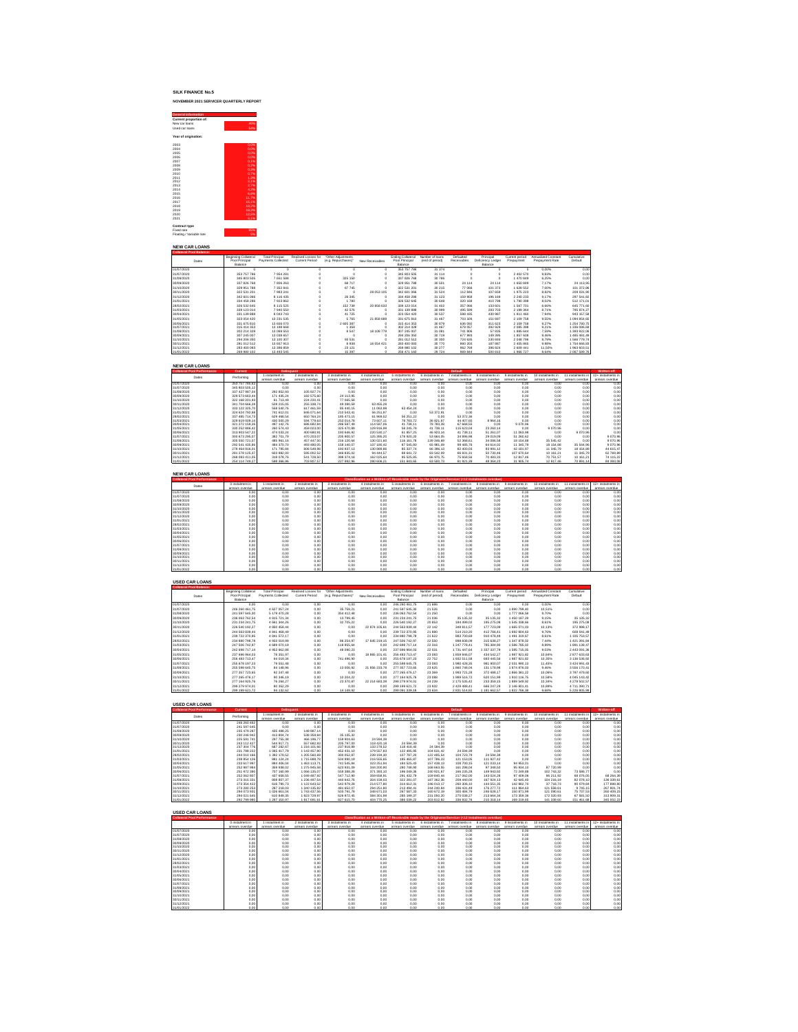**SILK FINANCE No.5**

**NOVEMBER 2021 SERVICER QUARTERLY REPORT**

| General information | |
|---|---|
| **Current proportion of:** | |
| New car loans | 46% |
| Used car loans | 54% |
| | |
| **Year of origination:** | |
| 2003 | 0.0% |
| 2004 | 0.0% |
| 2005 | 0.0% |
| 2006 | 0.0% |
| 2007 | 0.1% |
| 2008 | 0.2% |
| 2009 | 0.3% |
| 2010 | 0.7% |
| 2011 | 1.2% |
| 2012 | 2.1% |
| 2013 | 2.7% |
| 2014 | 4.2% |
| 2015 | 9.6% |
| 2016 | 11.7% |
| 2017 | 15.1% |
| 2018 | 18.2% |
| 2019 | 19.3% |
| 2020 | 12.5% |
| 2021 | 0.1% |
| | |
| **Contract type** | |
| Fixed rate | 100% |
| Floating / Variable rate | 0% |

## NEW CAR LOANS

| Collateral Pool Balance | | | | | | | | | | | | |
|---|---|---|---|---|---|---|---|---|---|---|---|---|
| Dates | Beginning Collateral Pool Principal Balance | Total Principal Payments Collected | Realised Losses for Current Period | "Other Adjustments (e.g. Repurchases)" | New Receivables | Ending Collateral Pool Principal Balance | Number of loans (end of period) | Defaulted Receivables | Principal Deficiency Ledger Balance | Current period Prepayment | Annualized Constant Prepayment Rate | Cumulative Default |
| 01/07/2020 | 0 | 0 | 0 | 0 | 0 | 353 757 786 | 31 374 | 0 | 0 | 0 | 0.00% | 0.00 |
| 31/07/2020 | 353 757 786 | 7 664 201 | 0 | 0 | 0 | 345 803 505 | 31 114 | 0 | 0 | 2 492 570 | 8.83% | 0.00 |
| 31/08/2020 | 345 803 505 | 7 661 598 | 0 | 320 150 | 0 | 337 826 768 | 30 786 | 0 | 0 | 1 470 849 | 6.25% | 0.00 |
| 30/09/2020 | 337 826 768 | 7 806 260 | 0 | 68 717 | 0 | 329 951 788 | 30 501 | 24 114 | 24 114 | 1 650 849 | 7.17% | 24 113.95 |
| 31/10/2020 | 329 951 788 | 7 352 801 | 0 | 67 745 | 0 | 322 531 201 | 30 215 | 77 068 | 101 373 | 1 628 552 | 7.00% | 101 372.86 |
| 30/11/2020 | 322 531 201 | 7 983 241 | 0 | 0 | 28 053 105 | 342 601 066 | 31 524 | 112 846 | 107 658 | 1 975 223 | 8.82% | 209 031.60 |
| 31/12/2020 | 342 601 066 | 8 116 435 | 0 | 26 585 | 0 | 334 458 286 | 31 123 | 159 958 | 196 169 | 2 240 233 | 9.17% | 297 541.92 |
| 31/01/2021 | 334 458 286 | 7 503 862 | 0 | 1 780 | 0 | 326 532 645 | 30 649 | 320 168 | 410 796 | 1 790 398 | 8.02% | 512 171.01 |
| 28/02/2021 | 326 532 645 | 8 115 525 | 0 | 153 739 | 20 958 633 | 339 123 014 | 31 492 | 357 066 | 133 601 | 1 597 701 | 6.66% | 645 771.40 |
| 31/03/2021 | 339 123 014 | 7 940 550 | 0 | 42 576 | 0 | 331 139 888 | 30 999 | 495 388 | 283 703 | 2 190 364 | 8.71% | 785 874.27 |
| 30/04/2021 | 331 139 888 | 8 043 743 | 0 | 41 725 | 0 | 323 054 420 | 30 537 | 598 435 | 430 967 | 1 811 660 | 7.94% | 943 157.58 |
| 31/05/2021 | 323 054 420 | 13 231 535 | 0 | 5 785 | 21 858 689 | 331 675 810 | 31 467 | 703 326 | 151 697 | 2 109 758 | 9.55% | 1 094 854.66 |
| 30/06/2021 | 331 675 810 | 13 669 070 | 0 | 3 665 987 | 0 | 315 414 353 | 30 979 | 630 350 | 311 623 | 2 109 758 | 8.27% | 1 254 790.71 |
| 31/07/2021 | 315 414 353 | 13 198 668 | 0 | 1 856 | 0 | 302 214 329 | 31 497 | 679 357 | 292 929 | 2 085 398 | 8.21% | 1 336 098.68 |
| 31/08/2021 | 302 214 329 | 13 069 553 | 0 | 6 547 | 18 100 779 | 307 245 007 | 31 091 | 741 806 | 57 935 | 1 986 644 | 7.59% | 1 389 922.06 |
| 30/09/2021 | 307 245 007 | 13 038 657 | 0 | 0 | 0 | 294 206 350 | 30 729 | 677 969 | 149 395 | 1 857 609 | 8.46% | 1 485 461.49 |
| 31/10/2021 | 294 206 350 | 13 193 307 | 0 | 93 531 | 0 | 281 052 512 | 30 393 | 724 635 | 230 693 | 2 048 796 | 8.79% | 1 566 779.74 |
| 30/11/2021 | 281 052 512 | 13 557 913 | 0 | 8 938 | 16 354 431 | 283 400 083 | 30 770 | 860 209 | 187 887 | 2 405 866 | 9.89% | 1 754 666.63 |
| 31/12/2021 | 283 400 083 | 13 386 859 | 0 | 23 121 | 0 | 269 880 102 | 30 277 | 862 768 | 396 824 | 2 609 941 | 11.50% | 1 963 603.51 |
| 31/01/2022 | 269 880 102 | 13 430 545 | 0 | 15 397 | 0 | 256 471 160 | 29 723 | 969 344 | 500 910 | 1 996 727 | 9.64% | 2 067 589.76 |

## NEW CAR LOANS

| Collateral Pool Performance | Current | Delinquent | | Default | | | | | | | | | Written-off |
|---|---|---|---|---|---|---|---|---|---|---|---|---|---|
| Dates | Performing | 1 instalment in arrears overdue | 2 instalments in arrears overdue | 3 instalments in arrears overdue | 4 instalments in arrears overdue | 5 instalments in arrears overdue | 6 instalments in arrears overdue | 7 instalments in arrears overdue | 8 instalments in arrears overdue | 9 instalments in arrears overdue | 10 instalments in arrears overdue | 11 instalments in arrears overdue | 12+ instalments in arrears overdue |
| 01/07/2020 | 353 757 785.83 | 0.00 | 0.00 | 0.00 | 0.00 | 0.00 | 0.00 | 0.00 | 0.00 | 0.00 | 0.00 | 0.00 | 0.00 |
| 31/07/2020 | 345 803 505.12 | 0.00 | 0.00 | 0.00 | 0.00 | 0.00 | 0.00 | 0.00 | 0.00 | 0.00 | 0.00 | 0.00 | 0.00 |
| 31/08/2020 | 337 427 907.04 | 293 852.93 | 105 007.74 | 0.00 | 0.00 | 0.00 | 0.00 | 0.00 | 0.00 | 0.00 | 0.00 | 0.00 | 0.00 |
| 30/09/2020 | 329 573 663.44 | 171 435.24 | 182 575.80 | 24 113.95 | 0.00 | 0.00 | 0.00 | 0.00 | 0.00 | 0.00 | 0.00 | 0.00 | 0.00 |
| 31/10/2020 | 322 168 201.83 | 61 713.49 | 224 223.41 | 77 065.58 | 0.00 | 0.00 | 0.00 | 0.00 | 0.00 | 0.00 | 0.00 | 0.00 | 0.00 |
| 30/11/2020 | 341 759 468.29 | 529 202.03 | 255 338.74 | 49 390.59 | 63 055.29 | 0.00 | 0.00 | 0.00 | 0.00 | 0.00 | 0.00 | 0.00 | 0.00 |
| 31/12/2020 | 333 122 325.70 | 558 540.76 | 617 461.59 | 85 440.15 | 11 063.88 | 63 454.24 | 0.00 | 0.00 | 0.00 | 0.00 | 0.00 | 0.00 | 0.00 |
| 31/01/2021 | 324 626 792.88 | 741 412.33 | 846 071.54 | 210 543.41 | 66 251.97 | 0.00 | 53 372.36 | 0.00 | 0.00 | 0.00 | 0.00 | 0.00 | 0.00 |
| 28/02/2021 | 337 485 714.73 | 629 468.54 | 652 764.20 | 185 473.15 | 61 969.52 | 56 251.22 | 0.00 | 53 372.36 | 0.00 | 0.00 | 0.00 | 0.00 | 0.00 |
| 31/03/2021 | 329 619 059.14 | 630 500.29 | 384 779.63 | 253 815.76 | 73 657.11 | 78 700.72 | 36 821.67 | 44 407.65 | 8 964.16 | 0.00 | 0.00 | 0.00 | 0.00 |
| 30/04/2021 | 321 272 158.52 | 587 192.76 | 606 651.83 | 298 597.48 | 114 587.26 | 41 738.11 | 78 783.36 | 67 968.55 | 0.00 | 9 070.96 | 0.00 | 0.00 | 0.00 |
| 31/05/2021 | 330 152 896.42 | 260 574.40 | 558 023.00 | 325 470.89 | 129 918.99 | 58 565.78 | 81 738.11 | 115 623.04 | 23 260.14 | 0.00 | 9 070.96 | 0.00 | 0.00 |
| 30/06/2021 | 313 903 547.22 | 474 030.24 | 400 680.91 | 193 846.92 | 220 510.17 | 61 957.25 | 40 923.16 | 41 738.11 | 11 261.07 | 11 063.88 | 0.00 | 0.00 | 9 070.96 |
| 31/07/2021 | 300 673 295.87 | 382 701.79 | 470 203.07 | 205 900.57 | 125 395.20 | 179 920.20 | 53 664.05 | 24 996.98 | 29 019.09 | 51 260.62 | 0.00 | 0.00 | 9 070.96 |
| 31/08/2021 | 305 550 721.07 | 485 961.16 | 457 447.50 | 219 120.46 | 130 021.60 | 119 361.78 | 139 306.89 | 52 368.61 | 34 036.58 | 10 154.88 | 35 545.42 | 0.00 | 9 070.96 |
| 30/09/2021 | 292 541 635.86 | 484 370.70 | 492 480.05 | 158 140.07 | 137 100.42 | 87 565.80 | 65 981.89 | 89 665.76 | 64 614.02 | 11 365.79 | 10 154.88 | 35 504.96 | 9 070.96 |
| 31/10/2021 | 279 494 916.21 | 171 795.04 | 605 549.90 | 193 837.12 | 150 889.86 | 85 327.74 | 66 396.12 | 82 600.03 | 93 991.12 | 62 101.97 | 11 365.79 | 10 154.88 | 44 615.47 |
| 30/11/2021 | 281 270 125.27 | 603 882.00 | 595 055.15 | 266 835.82 | 94 044.57 | 88 601.72 | 83 562.39 | 66 893.31 | 50 730.46 | 107 870.64 | 10 161.21 | 11 365.79 | 62 769.88 |
| 31/12/2021 | 268 083 613.29 | 318 376.76 | 541 728.50 | 398 273.46 | 162 025.64 | 85 525.68 | 66 975.75 | 79 858.56 | 70 883.23 | 12 817.46 | 70 751.57 | 10 161.21 | 74 115.22 |
| 31/01/2022 | 254 119 749.27 | 580 266.95 | 703 907.57 | 227 993.98 | 280 606.21 | 151 863.65 | 63 503.73 | 81 921.29 | 40 364.23 | 31 905.74 | 12 817.46 | 70 891.14 | 84 391.08 |

## NEW CAR LOANS

| Collateral Pool Performance | Classification as a Written-off Receivable made by the Originator/Servicer (<12 instalments overdue) | | | | | | | | | | | | |
|---|---|---|---|---|---|---|---|---|---|---|---|---|---|
| Dates | 0 instalment in arrears overdue | 1 instalment in arrears overdue | 2 instalments in arrears overdue | 3 instalments in arrears overdue | 4 instalments in arrears overdue | 5 instalments in arrears overdue | 6 instalments in arrears overdue | 7 instalments in arrears overdue | 8 instalments in arrears overdue | 9 instalments in arrears overdue | 10 instalments in arrears overdue | 11 instalments in arrears overdue | 12+ instalments in arrears overdue |
| 01/07/2020 | 0.00 | 0.00 | 0.00 | 0.00 | 0.00 | 0.00 | 0.00 | 0.00 | 0.00 | 0.00 | 0.00 | 0.00 | 0.00 |
| 31/07/2020 | 0.00 | 0.00 | 0.00 | 0.00 | 0.00 | 0.00 | 0.00 | 0.00 | 0.00 | 0.00 | 0.00 | 0.00 | 0.00 |
| 31/08/2020 | 0.00 | 0.00 | 0.00 | 0.00 | 0.00 | 0.00 | 0.00 | 0.00 | 0.00 | 0.00 | 0.00 | 0.00 | 0.00 |
| 30/09/2020 | 0.00 | 0.00 | 0.00 | 0.00 | 0.00 | 0.00 | 0.00 | 0.00 | 0.00 | 0.00 | 0.00 | 0.00 | 0.00 |
| 31/10/2020 | 0.00 | 0.00 | 0.00 | 0.00 | 0.00 | 0.00 | 0.00 | 0.00 | 0.00 | 0.00 | 0.00 | 0.00 | 0.00 |
| 30/11/2020 | 0.00 | 0.00 | 0.00 | 0.00 | 0.00 | 0.00 | 0.00 | 0.00 | 0.00 | 0.00 | 0.00 | 0.00 | 0.00 |
| 31/12/2020 | 0.00 | 0.00 | 0.00 | 0.00 | 0.00 | 0.00 | 0.00 | 0.00 | 0.00 | 0.00 | 0.00 | 0.00 | 0.00 |
| 31/01/2021 | 0.00 | 0.00 | 0.00 | 0.00 | 0.00 | 0.00 | 0.00 | 0.00 | 0.00 | 0.00 | 0.00 | 0.00 | 0.00 |
| 28/02/2021 | 0.00 | 0.00 | 0.00 | 0.00 | 0.00 | 0.00 | 0.00 | 0.00 | 0.00 | 0.00 | 0.00 | 0.00 | 0.00 |
| 31/03/2021 | 0.00 | 0.00 | 0.00 | 0.00 | 0.00 | 0.00 | 0.00 | 0.00 | 0.00 | 0.00 | 0.00 | 0.00 | 0.00 |
| 30/04/2021 | 0.00 | 0.00 | 0.00 | 0.00 | 0.00 | 0.00 | 0.00 | 0.00 | 0.00 | 0.00 | 0.00 | 0.00 | 0.00 |
| 31/05/2021 | 0.00 | 0.00 | 0.00 | 0.00 | 0.00 | 0.00 | 0.00 | 0.00 | 0.00 | 0.00 | 0.00 | 0.00 | 0.00 |
| 30/06/2021 | 0.00 | 0.00 | 0.00 | 0.00 | 0.00 | 0.00 | 0.00 | 0.00 | 0.00 | 0.00 | 0.00 | 0.00 | 0.00 |
| 31/07/2021 | 0.00 | 0.00 | 0.00 | 0.00 | 0.00 | 0.00 | 0.00 | 0.00 | 0.00 | 0.00 | 0.00 | 0.00 | 0.00 |
| 31/08/2021 | 0.00 | 0.00 | 0.00 | 0.00 | 0.00 | 0.00 | 0.00 | 0.00 | 0.00 | 0.00 | 0.00 | 0.00 | 0.00 |
| 30/09/2021 | 0.00 | 0.00 | 0.00 | 0.00 | 0.00 | 0.00 | 0.00 | 0.00 | 0.00 | 0.00 | 0.00 | 0.00 | 0.00 |
| 31/10/2021 | 0.00 | 0.00 | 0.00 | 0.00 | 0.00 | 0.00 | 0.00 | 0.00 | 0.00 | 0.00 | 0.00 | 0.00 | 0.00 |
| 30/11/2021 | 0.00 | 0.00 | 0.00 | 0.00 | 0.00 | 0.00 | 0.00 | 0.00 | 0.00 | 0.00 | 0.00 | 0.00 | 0.00 |
| 31/12/2021 | 0.00 | 0.00 | 0.00 | 0.00 | 0.00 | 0.00 | 0.00 | 0.00 | 0.00 | 0.00 | 0.00 | 0.00 | 0.00 |
| 31/01/2022 | 0.00 | 0.00 | 0.00 | 0.00 | 0.00 | 0.00 | 0.00 | 0.00 | 0.00 | 0.00 | 0.00 | 0.00 | 0.00 |

## USED CAR LOANS

| Collateral Pool Balance | | | | | | | | | | | | |
|---|---|---|---|---|---|---|---|---|---|---|---|---|
| Dates | Beginning Collateral Pool Principal Balance | Total Principal Payments Collected | Realised Losses for Current Period | "Other Adjustments (e.g. Repurchases)" | New Receivables | Ending Collateral Pool Principal Balance | Number of loans (end of period) | Defaulted Receivables | Principal Deficiency Ledger Balance | Current period Prepayment | Annualized Constant Prepayment Rate | Cumulative Default |
| 01/07/2020 | 0.00 | 0.00 | 0.00 | 0.00 | 0.00 | 246 260 461.75 | 21 606 | 0.00 | 0.00 | 0.00 | 0.00% | 0.00 |
| 31/07/2020 | 246 260 461.75 | 4 627 957.24 | 0.00 | 35 759.21 | 0.00 | 241 597 645.30 | 21 526 | 0.00 | 0.00 | 1 890 799.40 | 10.51% | 0.00 |
| 31/08/2020 | 241 597 645.30 | 5 179 470.26 | 0.00 | 354 412.48 | 0.00 | 236 063 762.54 | 21 250 | 0.00 | 0.00 | 1 777 066.58 | 8.70% | 0.00 |
| 30/09/2020 | 236 063 762.54 | 4 815 721.34 | 0.00 | 13 799.45 | 0.00 | 231 234 241.75 | 21 036 | 35 135.32 | 35 135.32 | 1 450 187.29 | 9.15% | 35 135.32 |
| 31/10/2020 | 231 234 241.75 | 4 561 346.26 | 0.00 | 32 705.22 | 0.00 | 226 540 192.27 | 20 853 | 184 099.02 | 195 275.08 | 1 545 338.66 | 8.61% | 195 275.08 |
| 30/11/2020 | 226 540 192.27 | 4 850 458.44 | 0.00 | 0.00 | 22 874 105.61 | 244 563 839.44 | 22 142 | 349 811.57 | 177 723.09 | 1 665 071.03 | 10.13% | 372 998.17 |
| 31/12/2020 | 244 563 839.44 | 4 941 868.49 | 0.00 | 0.00 | 0.00 | 239 722 370.95 | 21 800 | 514 210.20 | 412 766.41 | 1 692 808.63 | 9.76% | 608 661.48 |
| 31/01/2021 | 239 722 370.95 | 4 941 672.17 | 0.00 | 0.00 | 0.00 | 234 680 798.78 | 21 622 | 883 700.68 | 620 478.69 | 1 691 319.67 | 8.61% | 1 105 753.57 |
| 28/02/2021 | 234 680 798.78 | 4 903 316.99 | 0.00 | 86 255.97 | 17 845 219.15 | 247 540 742.97 | 22 550 | 888 838.29 | 215 638.27 | 1 567 878.02 | 7.69% | 1 421 391.84 |
| 31/03/2021 | 247 540 742.97 | 4 689 070.19 | 0.00 | 118 955.44 | 0.00 | 242 686 717.14 | 22 316 | 1 247 778.41 | 785 384.80 | 1 596 765.02 | 8.89% | 1 891 136.47 |
| 30/04/2021 | 242 686 717.14 | 4 953 862.86 | 0.00 | 49 890.23 | 0.00 | 237 686 964.03 | 22 031 | 1 731 447.64 | 1 337 337.78 | 1 585 715.05 | 9.03% | 2 443 091.36 |
| 31/05/2021 | 237 686 964.03 | 78 251.97 | 0.00 | 0.00 | 18 865 101.41 | 256 483 713.47 | 23 393 | 1 959 866.07 | 434 542.27 | 1 887 821.82 | 10.59% | 2 877 633.63 |
| 30/06/2021 | 256 483 713.47 | 64 019.34 | 0.00 | 741 496.90 | 0.00 | 255 678 197.23 | 22 752 | 1 932 511.58 | 663 405.56 | 1 887 821.82 | 10.35% | 3 136 536.90 |
| 31/07/2021 | 255 678 197.23 | 79 551.49 | 0.00 | 0.00 | 0.00 | 255 598 605.75 | 23 083 | 1 980 428.35 | 981 900.07 | 2 031 880.13 | 11.45% | 3 424 991.93 |
| 31/08/2021 | 255 598 605.75 | 84 140.96 | 0.00 | 13 006.92 | 21 856 233.78 | 277 357 723.65 | 23 625 | 1 860 748.09 | 131 178.98 | 1 874 876.03 | 9.48% | 3 556 170.91 |
| 30/09/2021 | 277 357 723.65 | 92 247.48 | 0.00 | 0.00 | 0.00 | 277 265 476.17 | 23 399 | 1 993 721.28 | 372 486.17 | 1 866 381.32 | 10.08% | 3 787 479.68 |
| 31/10/2021 | 277 265 476.17 | 90 346.19 | 0.00 | 10 204.22 | 0.00 | 277 164 925.76 | 23 088 | 1 889 516.72 | 620 151.99 | 1 810 116.75 | 10.58% | 4 045 143.42 |
| 30/11/2021 | 277 164 925.76 | 79 268.27 | 0.00 | 23 370.87 | 22 214 683.39 | 299 279 974.01 | 24 239 | 2 175 535.43 | 233 359.15 | 1 889 549.92 | 10.34% | 4 278 502.57 |
| 31/12/2021 | 299 279 974.01 | 80 352.29 | 0.00 | 0.00 | 0.00 | 299 199 621.72 | 23 932 | 2 428 888.41 | 666 247.29 | 2 146 801.41 | 10.89% | 4 711 390.73 |
| 31/01/2022 | 299 199 621.72 | 94 132.62 | 0.00 | 14 189.92 | 0.00 | 299 091 339.18 | 23 634 | 2 831 514.82 | 1 191 962.57 | 1 822 766.38 | 9.60% | 5 229 805.98 |

## USED CAR LOANS

| Collateral Pool Performance | Current | Delinquent | | Default | | | | | | | | | Written-off |
|---|---|---|---|---|---|---|---|---|---|---|---|---|---|
| Dates | Performing | 1 instalment in arrears overdue | 2 instalments in arrears overdue | 3 instalments in arrears overdue | 4 instalments in arrears overdue | 5 instalments in arrears overdue | 6 instalments in arrears overdue | 7 instalments in arrears overdue | 8 instalments in arrears overdue | 9 instalments in arrears overdue | 10 instalments in arrears overdue | 11 instalments in arrears overdue | 12+ instalments in arrears overdue |
| 01/07/2020 | 246 260 462 | 0.00 | 0.00 | 0.00 | 0.00 | 0.00 | 0.00 | 0.00 | 0.00 | 0.00 | 0.00 | 0.00 | 0.00 |
| 31/07/2020 | 241 597 645 | 0.00 | 0.00 | 0.00 | 0.00 | 0.00 | 0.00 | 0.00 | 0.00 | 0.00 | 0.00 | 0.00 | 0.00 |
| 31/08/2020 | 235 675 297 | 420 498.25 | 140 987.14 | 0.00 | 0.00 | 0.00 | 0.00 | 0.00 | 0.00 | 0.00 | 0.00 | 0.00 | 0.00 |
| 30/09/2020 | 230 246 942 | 413 804.74 | 538 359.80 | 35 135.32 | 0.00 | 0.00 | 0.00 | 0.00 | 0.00 | 0.00 | 0.00 | 0.00 | 0.00 |
| 31/10/2020 | 225 591 741 | 297 735.36 | 466 186.77 | 159 804.53 | 24 594.39 | 0.00 | 0.00 | 0.00 | 0.00 | 0.00 | 0.00 | 0.00 | 0.00 |
| 30/11/2020 | 243 112 427 | 544 917.71 | 557 862.99 | 205 787.80 | 118 620.18 | 24 594.39 | 0.00 | 0.00 | 0.00 | 0.00 | 0.00 | 0.00 | 0.00 |
| 31/12/2020 | 237 308 776 | 667 292.07 | 1 235 101.86 | 237 916.89 | 163 278.52 | 118 418.46 | 24 594.39 | 0.00 | 0.00 | 0.00 | 0.00 | 0.00 | 0.00 |
| 31/01/2021 | 231 799 223 | 1 065 417.76 | 1 143 457.80 | 452 431.10 | 179 557.93 | 122 856.95 | 104 601.42 | 24 594.39 | 0.00 | 0.00 | 0.00 | 0.00 | 0.00 |
| 28/02/2021 | 244 010 166 | 1 382 170.52 | 1 205 560.89 | 300 052.87 | 239 184.10 | 107 787.20 | 122 495.56 | 104 723.78 | 24 594.39 | 0.00 | 0.00 | 0.00 | 0.00 |
| 31/03/2021 | 238 954 126 | 981 424.44 | 1 715 688.78 | 504 890.19 | 216 555.65 | 185 465.07 | 107 786.22 | 121 153.05 | 111 927.42 | 0.00 | 0.00 | 0.00 | 0.00 |
| 30/04/2021 | 233 617 987 | 884 406.04 | 1 463 113.71 | 741 585.84 | 322 251.84 | 184 525.42 | 157 439.13 | 108 700.15 | 121 033.14 | 94 953.01 | 0.00 | 0.00 | 0.00 |
| 31/05/2021 | 252 007 984 | 269 936.02 | 1 275 945.58 | 623 931.09 | 344 226.96 | 280 738.60 | 166 663.55 | 161 299.04 | 97 568.52 | 95 924.10 | 87 730.99 | 0.00 | 0.00 |
| 30/06/2021 | 251 872 280 | 707 160.99 | 1 066 135.57 | 559 388.38 | 371 393.10 | 186 596.38 | 240 921.67 | 166 235.28 | 149 943.02 | 72 288.68 | 102 745.32 | 73 686.77 | 0.00 |
| 31/07/2021 | 252 262 607 | 687 838.55 | 1 509 487.67 | 547 712.80 | 309 658.81 | 291 432.79 | 159 860.65 | 217 062.00 | 163 024.29 | 97 409.06 | 95 211.92 | 68 576.25 | 68 256.39 |
| 31/08/2021 | 273 315 331 | 899 807.37 | 1 236 497.54 | 440 443.76 | 204 158.03 | 232 281.07 | 197 362.35 | 128 440.09 | 167 924.13 | 92 645.40 | 104 216.19 | 82 076.10 | 128 339.61 |
| 30/09/2021 | 273 354 432 | 619 790.73 | 1 122 643.52 | 542 978.28 | 214 577.86 | 316 912.31 | 246 013.17 | 250 306.10 | 100 551.35 | 162 882.70 | 37 716.73 | 93 079.88 | 177 898.80 |
| 31/10/2021 | 273 280 253 | 287 246.87 | 1 240 135.82 | 461 652.07 | 299 251.80 | 213 494.41 | 244 260.88 | 236 631.49 | 176 277.72 | 111 864.63 | 121 558.01 | 9 785.15 | 267 801.74 |
| 30/11/2021 | 294 072 931 | 1 029 661.04 | 1 743 437.56 | 503 791.78 | 349 671.09 | 267 987.23 | 160 672.39 | 320 484.78 | 249 826.17 | 150 971.99 | 121 090.61 | 75 737.53 | 260 409.23 |
| 31/12/2021 | 294 531 645 | 610 849.35 | 1 823 728.87 | 626 972.45 | 389 331.99 | 280 186.37 | 231 050.20 | 275 038.27 | 213 904.34 | 173 308.36 | 172 320.93 | 67 581.50 | 313 909.31 |
| 31/01/2022 | 292 799 980 | 1 267 150.97 | 1 817 681.61 | 427 615.70 | 404 775.25 | 389 039.22 | 203 612.82 | 336 932.76 | 210 318.10 | 169 219.65 | 141 339.80 | 151 451.68 | 345 032.22 |

## USED CAR LOANS

| Collateral Pool Performance | Classification as a Written-off Receivable made by the Originator/Servicer (<12 instalments overdue) | | | | | | | | | | | | |
|---|---|---|---|---|---|---|---|---|---|---|---|---|---|
| Dates | 0 instalment in arrears overdue | 1 instalment in arrears overdue | 2 instalments in arrears overdue | 3 instalments in arrears overdue | 4 instalments in arrears overdue | 5 instalments in arrears overdue | 6 instalments in arrears overdue | 7 instalments in arrears overdue | 8 instalments in arrears overdue | 9 instalments in arrears overdue | 10 instalments in arrears overdue | 11 instalments in arrears overdue | 12+ instalments in arrears overdue |
| 01/07/2020 | 0.00 | 0.00 | 0.00 | 0.00 | 0.00 | 0.00 | 0.00 | 0.00 | 0.00 | 0.00 | 0.00 | 0.00 | 0.00 |
| 31/07/2020 | 0.00 | 0.00 | 0.00 | 0.00 | 0.00 | 0.00 | 0.00 | 0.00 | 0.00 | 0.00 | 0.00 | 0.00 | 0.00 |
| 31/08/2020 | 0.00 | 0.00 | 0.00 | 0.00 | 0.00 | 0.00 | 0.00 | 0.00 | 0.00 | 0.00 | 0.00 | 0.00 | 0.00 |
| 30/09/2020 | 0.00 | 0.00 | 0.00 | 0.00 | 0.00 | 0.00 | 0.00 | 0.00 | 0.00 | 0.00 | 0.00 | 0.00 | 0.00 |
| 31/10/2020 | 0.00 | 0.00 | 0.00 | 0.00 | 0.00 | 0.00 | 0.00 | 0.00 | 0.00 | 0.00 | 0.00 | 0.00 | 0.00 |
| 30/11/2020 | 0.00 | 0.00 | 0.00 | 0.00 | 0.00 | 0.00 | 0.00 | 0.00 | 0.00 | 0.00 | 0.00 | 0.00 | 0.00 |
| 31/12/2020 | 0.00 | 0.00 | 0.00 | 0.00 | 0.00 | 0.00 | 0.00 | 0.00 | 0.00 | 0.00 | 0.00 | 0.00 | 0.00 |
| 31/01/2021 | 0.00 | 0.00 | 0.00 | 0.00 | 0.00 | 0.00 | 0.00 | 0.00 | 0.00 | 0.00 | 0.00 | 0.00 | 0.00 |
| 28/02/2021 | 0.00 | 0.00 | 0.00 | 0.00 | 0.00 | 0.00 | 0.00 | 0.00 | 0.00 | 0.00 | 0.00 | 0.00 | 0.00 |
| 31/03/2021 | 0.00 | 0.00 | 0.00 | 0.00 | 0.00 | 0.00 | 0.00 | 0.00 | 0.00 | 0.00 | 0.00 | 0.00 | 0.00 |
| 30/04/2021 | 0.00 | 0.00 | 0.00 | 0.00 | 0.00 | 0.00 | 0.00 | 0.00 | 0.00 | 0.00 | 0.00 | 0.00 | 0.00 |
| 31/05/2021 | 0.00 | 0.00 | 0.00 | 0.00 | 0.00 | 0.00 | 0.00 | 0.00 | 0.00 | 0.00 | 0.00 | 0.00 | 0.00 |
| 30/06/2021 | 0.00 | 0.00 | 0.00 | 0.00 | 0.00 | 0.00 | 0.00 | 0.00 | 0.00 | 0.00 | 0.00 | 0.00 | 0.00 |
| 31/07/2021 | 0.00 | 0.00 | 0.00 | 0.00 | 0.00 | 0.00 | 0.00 | 0.00 | 0.00 | 0.00 | 0.00 | 0.00 | 0.00 |
| 31/08/2021 | 0.00 | 0.00 | 0.00 | 0.00 | 0.00 | 0.00 | 0.00 | 0.00 | 0.00 | 0.00 | 0.00 | 0.00 | 0.00 |
| 30/09/2021 | 0.00 | 0.00 | 0.00 | 0.00 | 0.00 | 0.00 | 0.00 | 0.00 | 0.00 | 0.00 | 0.00 | 0.00 | 0.00 |
| 31/10/2021 | 0.00 | 0.00 | 0.00 | 0.00 | 0.00 | 0.00 | 0.00 | 0.00 | 0.00 | 0.00 | 0.00 | 0.00 | 0.00 |
| 30/11/2021 | 0.00 | 0.00 | 0.00 | 0.00 | 0.00 | 0.00 | 0.00 | 0.00 | 0.00 | 0.00 | 0.00 | 0.00 | 0.00 |
| 31/12/2021 | 0.00 | 0.00 | 0.00 | 0.00 | 0.00 | 0.00 | 0.00 | 0.00 | 0.00 | 0.00 | 0.00 | 0.00 | 0.00 |
| 31/01/2022 | 0.00 | 0.00 | 0.00 | 0.00 | 0.00 | 0.00 | 0.00 | 0.00 | 0.00 | 0.00 | 0.00 | 0.00 | 0.00 |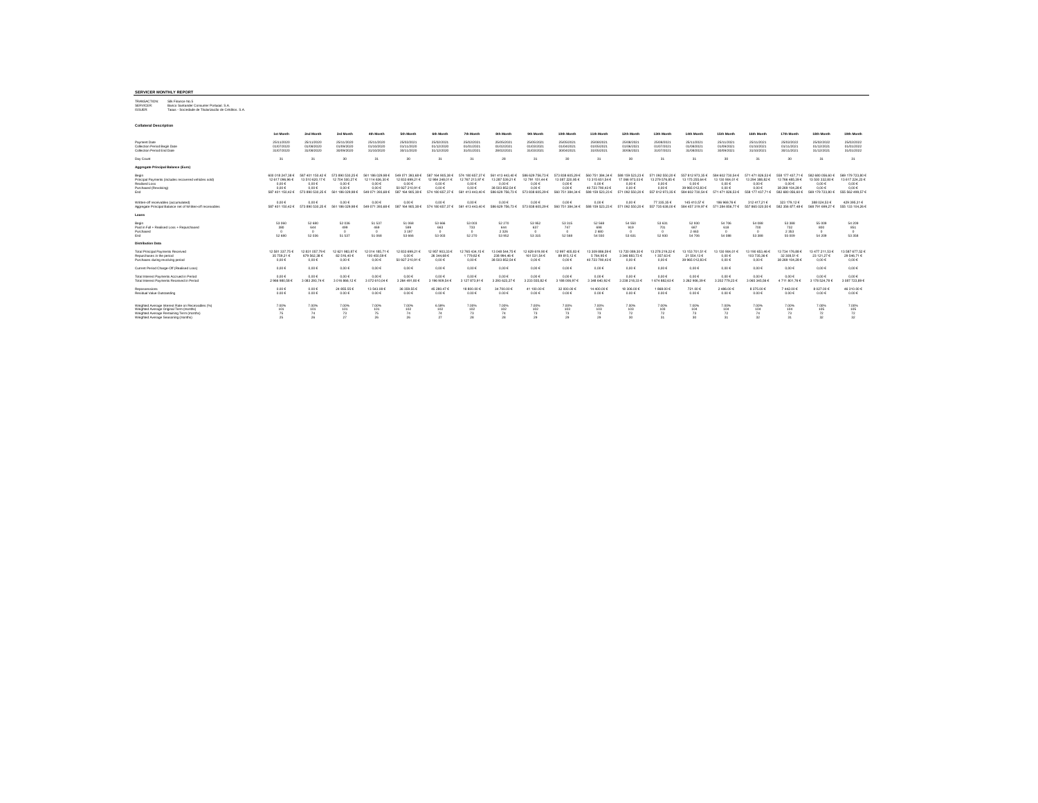# SERVICER MONTHLY REPORT

TRANSACTION: Silk Finance No.5
SERVICER: Banco Santander Consumer Portugal, S.A.
ISSUER: Tagus - Sociedade de Titularização de Créditos, S.A.

## Collateral Description

| | 1st Month | 2nd Month | 3rd Month | 4th Month | 5th Month | 6th Month | 7th Month | 8th Month | 9th Month | 10th Month | 11th Month | 12th Month | 13th Month | 14th Month | 15th Month | 16th Month | 17th Month | 18th Month | 19th Month |
|---|---|---|---|---|---|---|---|---|---|---|---|---|---|---|---|---|---|---|---|
| Payment Date | 25/11/2020 | 25/11/2020 | 25/11/2020 | 25/11/2020 | 25/02/2021 | 25/02/2021 | 25/02/2021 | 25/05/2021 | 25/05/2021 | 25/05/2021 | 25/08/2021 | 25/08/2021 | 25/08/2021 | 25/11/2021 | 25/11/2021 | 25/11/2021 | 25/02/2022 | 25/02/2022 | 25/02/2022 |
| Collection Period Begin Date | 01/07/2020 | 01/08/2020 | 01/09/2020 | 01/10/2020 | 01/11/2020 | 01/12/2020 | 01/01/2021 | 01/02/2021 | 01/03/2021 | 01/04/2021 | 01/05/2021 | 01/06/2021 | 01/07/2021 | 01/08/2021 | 01/09/2021 | 01/10/2021 | 01/11/2021 | 01/12/2021 | 01/01/2022 |
| Collection Period End Date | 31/07/2020 | 31/08/2020 | 30/09/2020 | 31/10/2020 | 30/11/2020 | 31/12/2020 | 31/01/2021 | 28/02/2021 | 31/03/2021 | 30/04/2021 | 31/05/2021 | 30/06/2021 | 31/07/2021 | 31/08/2021 | 30/09/2021 | 31/10/2021 | 30/11/2021 | 31/12/2021 | 31/01/2022 |
| Day Count | 31 | 31 | 30 | 31 | 30 | 31 | 31 | 28 | 31 | 30 | 31 | 30 | 31 | 31 | 30 | 31 | 30 | 31 | 31 |
| **Aggregate Principal Balance (Euro)** | | | | | | | | | | | | | | | | | | | |
| Begin | 600 018 247,38 € | 587 401 150,42 € | 573 890 530,25 € | 561 186 029,88 € | 549 071 393,68 € | 587 164 905,38 € | 574 180 657,37 € | 561 413 443,40 € | 586 629 756,73 € | 573 838 605,29 € | 560 751 384,34 € | 588 159 523,23 € | 571 062 550,20 € | 557 812 973,35 € | 584 602 730,54 € | 571 471 826,53 € | 558 177 437,71 € | 582 680 056,60 € | 569 179 723,80 € |
| Principal Payments (includes recovered vehicles sold) | 12 617 096,96 € | 13 510 620,17 € | 12 704 500,37 € | 12 114 636,20 € | 12 833 699,21 € | 12 984 248,01 € | 12 767 213,97 € | 13 287 539,21 € | 12 791 151,44 € | 13 087 220,95 € | 13 315 651,54 € | 17 096 973,03 € | 13 249 576,85 € | 13 175 255,64 € | 13 130 904,01 € | 13 294 388,82 € | 13 766 485,39 € | 13 500 332,80 € | 13 617 224,23 € |
| Realised Loss | 0,00 € | 0,00 € | 0,00 € | 0,00 € | 0,00 € | 0,00 € | 0,00 € | 0,00 € | 0,00 € | 0,00 € | 0,00 € | 0,00 € | 0,00 € | 0,00 € | 0,00 € | 0,00 € | 0,00 € | 0,00 € | 0,00 € |
| Purchased (Revolving) | 0,00 € | 0,00 € | 0,00 € | 0,00 € | 50 927 210,91 € | 0,00 € | 0,00 € | 38 503 852,54 € | 0,00 € | 0,00 € | 40 723 790,43 € | 0,00 € | 0,00 € | 39 965 012,83 € | 0,00 € | 0,00 € | 38 269 104,28 € | 0,00 € | 0,00 € |
| End | 587 401 150,42 € | 573 890 530,25 € | 561 186 029,88 € | 549 071 393,68 € | 587 164 905,38 € | 574 180 657,37 € | 561 413 443,40 € | 586 629 756,73 € | 573 838 605,29 € | 560 751 384,34 € | 588 159 523,23 € | 571 062 550,20 € | 557 812 973,35 € | 584 602 730,54 € | 571 471 826,53 € | 558 177 437,71 € | 582 680 056,60 € | 569 179 723,80 € | 555 562 499,57 € |
| Written-off receivables (accumulated) | 0,00 € | 0,00 € | 0,00 € | 0,00 € | 0,00 € | 0,00 € | 0,00 € | 0,00 € | 0,00 € | 0,00 € | 0,00 € | 0,00 € | 77 335,35 € | 145 410,57 € | 186 969,76 € | 312 417,21 € | 323 179,12 € | 388 024,53 € | 429 395,31 € |
| Aggregate Principal Balance net of Written-off receivables | 587 401 150,42 € | 573 890 530,25 € | 561 186 029,88 € | 549 071 393,68 € | 587 164 905,38 € | 574 180 657,37 € | 561 413 443,40 € | 586 629 756,73 € | 573 838 605,29 € | 560 751 384,34 € | 588 159 523,23 € | 571 062 550,20 € | 557 735 638,00 € | 584 457 319,97 € | 571 284 856,77 € | 557 865 020,50 € | 582 356 877,48 € | 568 791 699,27 € | 555 133 104,26 € |
| **Loans** | | | | | | | | | | | | | | | | | | | |
| Begin | 53 068 | 52 680 | 52 036 | 51 537 | 51 068 | 53 666 | 53 003 | 52 270 | 53 952 | 53 315 | 52 568 | 54 550 | 53 631 | 52 930 | 54 706 | 54 088 | 53 388 | 55 009 | 54 209 |
| Paid in Full + Realised Loss + Repurchased | 388 | 644 | 499 | 469 | 589 | 663 | 733 | 644 | 637 | 747 | 698 | 919 | 701 | 687 | 618 | 700 | 732 | 800 | 851 |
| Purchased | 0 | 0 | 0 | 0 | 3 187 | 0 | 0 | 2 326 | 0 | 0 | 2 680 | 0 | 0 | 2 463 | 0 | 0 | 2 353 | 0 | 0 |
| End | 52 680 | 52 036 | 51 537 | 51 068 | 53 666 | 53 003 | 52 270 | 53 952 | 53 315 | 52 568 | 54 550 | 53 631 | 52 930 | 54 706 | 54 088 | 53 388 | 55 009 | 54 209 | 53 358 |
| **Distribution Data** | | | | | | | | | | | | | | | | | | | |
| Total Principal Payments Received | 12 581 337,75 € | 12 831 057,79 € | 12 621 983,87 € | 12 014 185,71 € | 12 833 699,21 € | 12 957 903,33 € | 12 765 434,15 € | 13 048 544,75 € | 12 629 619,90 € | 12 997 405,83 € | 13 309 866,59 € | 13 720 089,30 € | 13 248 219,22 € | 13 153 701,51 € | 13 130 904,01 € | 13 190 653,46 € | 13 734 176,88 € | 13 477 211,53 € | 13 587 677,52 € |
| Repurchases in the period | 35 759,21 € | 679 562,38 € | 82 516,50 € | 100 450,49 € | 0,00 € | 26 344,68 € | 1 779,82 € | 238 994,46 € | 161 531,54 € | 89 815,12 € | 5 784,95 € | 3 376 883,73 € | 1 357,63 € | 21 554,13 € | 0,00 € | 103 735,36 € | 32 308,51 € | 23 121,27 € | 29 546,71 € |
| Purchases during revolving period | 0,00 € | 0,00 € | 0,00 € | 0,00 € | 50 927 210,91 € | 0,00 € | 0,00 € | 38 503 852,54 € | 0,00 € | 0,00 € | 40 723 790,43 € | 0,00 € | 0,00 € | 39 965 012,83 € | 0,00 € | 0,00 € | 38 269 104,28 € | 0,00 € | 0,00 € |
| Current Period Charge-Off (Realised Loss) | 0,00 € | 0,00 € | 0,00 € | 0,00 € | 0,00 € | 0,00 € | 0,00 € | 0,00 € | 0,00 € | 0,00 € | 0,00 € | 0,00 € | 0,00 € | 0,00 € | 0,00 € | 0,00 € | 0,00 € | 0,00 € | 0,00 € |
| Total Interest Payments Accrued in Period | 0,00 € | 0,00 € | 0,00 € | 0,00 € | 0,00 € | 0,00 € | 0,00 € | 0,00 € | 0,00 € | 0,00 € | 0,00 € | 0,00 € | 0,00 € | 0,00 € | 0,00 € | 0,00 € | 0,00 € | 0,00 € | 0,00 € |
| Total Interest Payments Received in Period | 2 968 880,58 € | 3 083 293,74 € | 3 016 866,12 € | 3 072 610,04 € | 3 284 491,80 € | 3 196 909,54 € | 3 127 873,91 € | 3 293 623,27 € | 3 233 555,82 € | 3 189 005,97 € | 3 348 040,92 € | 3 238 218,33 € | 1 674 892,63 € | 3 262 908,39 € | 3 202 779,23 € | 3 065 345,56 € | 4 711 801,76 € | 3 179 524,78 € | 3 087 723,89 € |
| Repossessions | 0,00 € | 0,00 € | 24 855,55 € | 13 543,08 € | 36 309,55 € | 45 283,47 € | 18 800,00 € | 24 700,00 € | 41 100,00 € | 32 800,00 € | 14 400,00 € | 18 306,00 € | 1 969,00 € | 721,00 € | 2 486,00 € | 8 375,00 € | 7 442,00 € | 8 027,00 € | 46 310,00 € |
| Residual Value Outstanding | 0,00 € | 0,00 € | 0,00 € | 0,00 € | 0,00 € | 0,00 € | 0,00 € | 0,00 € | 0,00 € | 0,00 € | 0,00 € | 0,00 € | 0,00 € | 0,00 € | 0,00 € | 0,00 € | 0,00 € | 0,00 € | 0,00 € |
| Weighted Average Interest Rate on Receivables (%) | 7,00% | 7,00% | 7,00% | 7,00% | 7,00% | 6,99% | 7,00% | 7,00% | 7,00% | 7,00% | 7,00% | 7,00% | 7,00% | 7,00% | 7,00% | 7,00% | 7,00% | 7,00% | 7,00% |
| Weighted Average Original Term (months) | 101 | 101 | 101 | 101 | 102 | 102 | 102 | 102 | 102 | 103 | 103 | 103 | 103 | 104 | 104 | 104 | 104 | 105 | 105 |
| Weighted Average Remaining Term (months) | 75 | 74 | 73 | 75 | 74 | 74 | 73 | 74 | 73 | 73 | 73 | 72 | 72 | 73 | 72 | 74 | 73 | 72 | 72 |
| Weighted Average Seasoning (months) | 25 | 26 | 27 | 26 | 26 | 27 | 28 | 28 | 29 | 29 | 29 | 30 | 31 | 30 | 31 | 32 | 31 | 32 | 32 |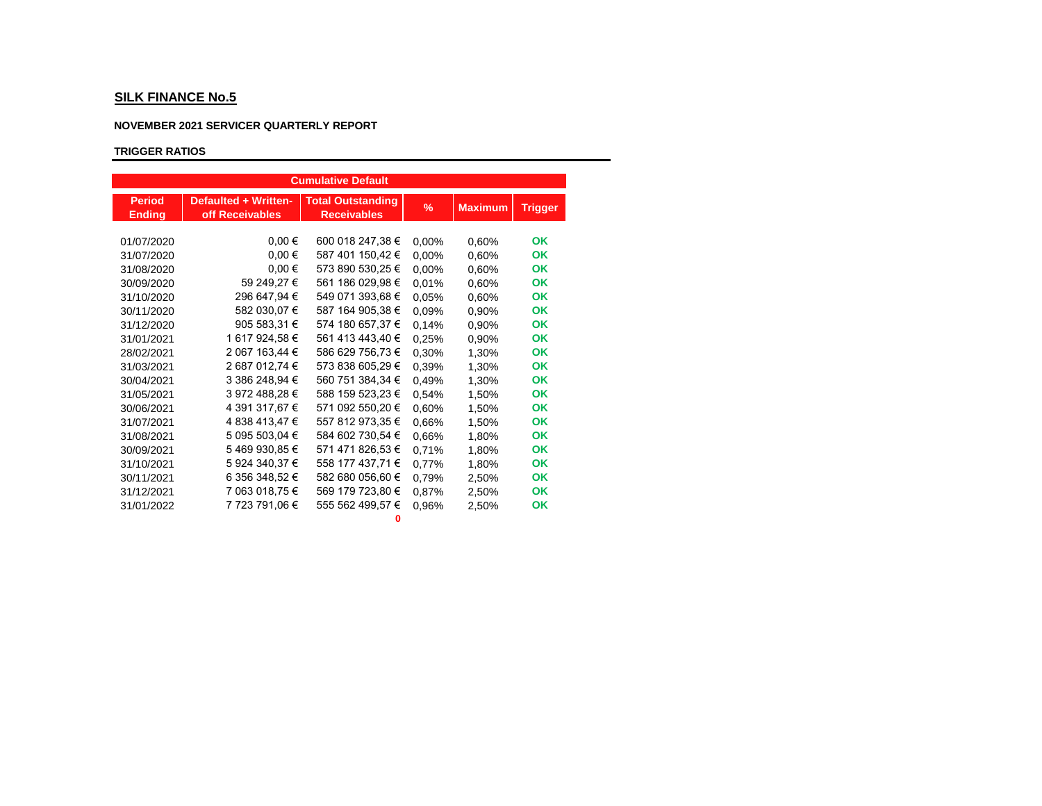## SILK FINANCE No.5

**NOVEMBER 2021 SERVICER QUARTERLY REPORT**

**TRIGGER RATIOS**

| Cumulative Default | | | | | |
|---|---|---|---|---|---|
| **Period Ending** | **Defaulted + Written-off Receivables** | **Total Outstanding Receivables** | **%** | **Maximum** | **Trigger** |
| 01/07/2020 | 0,00 € | 600 018 247,38 € | 0,00% | 0,60% | OK |
| 31/07/2020 | 0,00 € | 587 401 150,42 € | 0,00% | 0,60% | OK |
| 31/08/2020 | 0,00 € | 573 890 530,25 € | 0,00% | 0,60% | OK |
| 30/09/2020 | 59 249,27 € | 561 186 029,98 € | 0,01% | 0,60% | OK |
| 31/10/2020 | 296 647,94 € | 549 071 393,68 € | 0,05% | 0,60% | OK |
| 30/11/2020 | 582 030,07 € | 587 164 905,38 € | 0,09% | 0,90% | OK |
| 31/12/2020 | 905 583,31 € | 574 180 657,37 € | 0,14% | 0,90% | OK |
| 31/01/2021 | 1 617 924,58 € | 561 413 443,40 € | 0,25% | 0,90% | OK |
| 28/02/2021 | 2 067 163,44 € | 586 629 756,73 € | 0,30% | 1,30% | OK |
| 31/03/2021 | 2 687 012,74 € | 573 838 605,29 € | 0,39% | 1,30% | OK |
| 30/04/2021 | 3 386 248,94 € | 560 751 384,34 € | 0,49% | 1,30% | OK |
| 31/05/2021 | 3 972 488,28 € | 588 159 523,23 € | 0,54% | 1,50% | OK |
| 30/06/2021 | 4 391 317,67 € | 571 092 550,20 € | 0,60% | 1,50% | OK |
| 31/07/2021 | 4 838 413,47 € | 557 812 973,35 € | 0,66% | 1,50% | OK |
| 31/08/2021 | 5 095 503,04 € | 584 602 730,54 € | 0,66% | 1,80% | OK |
| 30/09/2021 | 5 469 930,85 € | 571 471 826,53 € | 0,71% | 1,80% | OK |
| 31/10/2021 | 5 924 340,37 € | 558 177 437,71 € | 0,77% | 1,80% | OK |
| 30/11/2021 | 6 356 348,52 € | 582 680 056,60 € | 0,79% | 2,50% | OK |
| 31/12/2021 | 7 063 018,75 € | 569 179 723,80 € | 0,87% | 2,50% | OK |
| 31/01/2022 | 7 723 791,06 € | 555 562 499,57 € | 0,96% | 2,50% | OK |
| | | 0 | | | |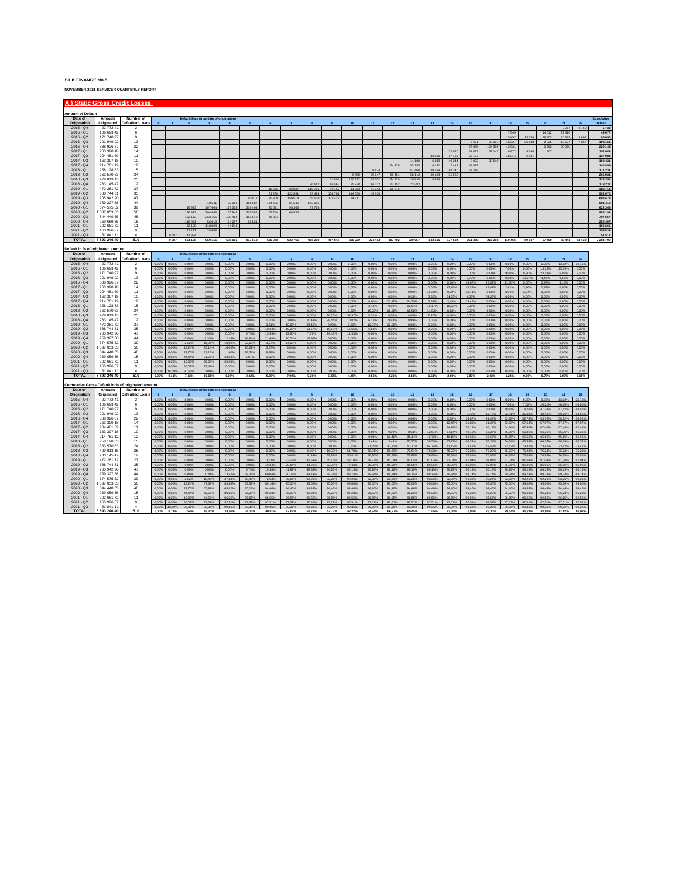**SILK FINANCE No.5**

**NOVEMBER 2021 SERVICER QUARTERLY REPORT**

## A ) Static Gross Credit Losses

**Amount of Default**

| Date of Origination | Amount Originated | Number of Defaulted Loans | Default Date (from date of origination) | | | | | | | | | | | | | | | | | | | | | | | Cumulative Default |
|---|---|---|---|---|---|---|---|---|---|---|---|---|---|---|---|---|---|---|---|---|---|---|---|---|---|---|
| | | | 0 | 1 | 2 | 3 | 4 | 5 | 6 | 7 | 8 | 9 | 10 | 11 | 12 | 13 | 14 | 15 | 16 | 17 | 18 | 19 | 20 | 21 | 22 | |
| 2015 - Q4 | 22 772,41 | 2 | | | | | | | | | | | | | | | | | | | | | | 2 964 | 2 769 | 5 733 |
| 2016 - Q1 | 106 693,42 | 6 | | | | | | | | | | | | | | | | | | | 7 549 | | 14 012 | 27 516 | | 49 077 |
| 2016 - Q2 | 171 740,97 | 9 | | | | | | | | | | | | | | | | | | | 15 457 | 15 799 | 39 903 | 10 399 | 3 602 | 85 058 |
| 2016 - Q3 | 201 949,92 | 13 | | | | | | | | | | | | | | | | | 7 621 | 20 107 | 18 327 | 26 598 | 8 905 | 19 504 | 7 067 | 108 161 |
| 2016 - Q4 | 388 926,37 | 22 | | | | | | | | | | | | | | | | | 57 056 | 104 305 | 43 931 | | 3 782 | 20 069 | | 229 143 |
| 2017 - Q1 | 263 390,18 | 14 | | | | | | | | | | | | | | | | 32 820 | 51 073 | 51 147 | 6 877 | 9 898 | 867 | | | 152 683 |
| 2017 - Q2 | 204 481,69 | 11 | | | | | | | | | | | | | | | 33 509 | 17 153 | 62 187 | | 18 314 | 6 821 | | | | 137 984 |
| 2017 - Q3 | 163 397,18 | 10 | | | | | | | | | | | | | | 14 108 | 6 339 | 40 244 | 8 092 | 39 649 | | | | | | 108 431 |
| 2017 - Q4 | 214 781,12 | 12 | | | | | | | | | | | | | 24 478 | 53 155 | 14 131 | 7 418 | 41 817 | | | | | | | 140 999 |
| 2018 - Q1 | 258 128,83 | 15 | | | | | | | | | | | | 8 874 | | 51 460 | 39 169 | 48 340 | 23 388 | | | | | | | 171 231 |
| 2018 - Q2 | 363 570,63 | 24 | | | | | | | | | | | 9 559 | 69 147 | 58 451 | 58 113 | 40 104 | 31 559 | | | | | | | | 266 933 |
| 2018 - Q3 | 429 813,15 | 25 | | | | | | | | | | 71 899 | 150 312 | 35 702 | 34 735 | 20 839 | 9 864 | | | | | | | | | 323 351 |
| 2018 - Q4 | 233 145,47 | 12 | | | | | | | | | 26 682 | 66 560 | 25 229 | 14 332 | 23 152 | 23 283 | | | | | | | | | | 179 237 |
| 2019 - Q1 | 472 281,72 | 27 | | | | | | | 16 565 | 92 937 | 110 761 | 42 169 | 11 963 | 51 343 | 56 976 | | | | | | | | | | | 382 714 |
| 2019 - Q2 | 688 744,31 | 35 | | | | | | | 71 230 | 132 991 | 93 493 | 134 784 | 114 656 | 45 015 | | | | | | | | | | | | 592 078 |
| 2019 - Q3 | 705 942,90 | 47 | | | | | | 40 877 | 95 909 | 159 514 | 55 538 | 172 429 | 84 211 | | | | | | | | | | | | | 608 478 |
| 2019 - Q4 | 759 327,38 | 44 | | | | 10 541 | 92 151 | 188 587 | 164 605 | 81 545 | 143 981 | | | | | | | | | | | | | | | 681 410 |
| 2020 - Q1 | 674 575,52 | 39 | | | 16 973 | 107 664 | 127 505 | 216 404 | 20 691 | 95 345 | 37 765 | | | | | | | | | | | | | | | 622 348 |
| 2020 - Q2 | 1 037 053,63 | 56 | | | 126 927 | 364 448 | 165 948 | 209 582 | 57 754 | 60 535 | | | | | | | | | | | | | | | | 985 193 |
| 2020 - Q3 | 844 440,55 | 48 | | | 192 172 | 263 155 | 100 464 | 163 543 | 78 324 | | | | | | | | | | | | | | | | | 797 657 |
| 2020 - Q4 | 269 659,35 | 15 | | | 119 861 | 56 818 | 64 297 | 18 521 | | | | | | | | | | | | | | | | | | 259 497 |
| 2021 - Q1 | 202 661,72 | 11 | | | 32 198 | 118 824 | 44 644 | | | | | | | | | | | | | | | | | | | 195 666 |
| 2021 - Q2 | 163 926,87 | 9 | | | 131 172 | 28 668 | | | | | | | | | | | | | | | | | | | | 159 839 |
| 2021 - Q3 | 51 841,11 | 4 | | 9 687 | 41 824 | | | | | | | | | | | | | | | | | | | | | 51 511 |
| **TOTAL** | **8 893 246,40** | **510** | **-** | **9 687** | **661 128** | **950 116** | **595 011** | **837 513** | **505 078** | **622 766** | **468 219** | **487 842** | **395 929** | **224 413** | **197 792** | **220 958** | **143 116** | **177 534** | **251 235** | **215 208** | **110 466** | **59 107** | **67 469** | **80 441** | **13 438** | **7 294 709** |

**Default in % of originated amount**

| Date of Origination | Amount Originated | Number of Defaulted Loans | Default Date (from date of origination) | | | | | | | | | | | | | | | | | | | | | | |
|---|---|---|---|---|---|---|---|---|---|---|---|---|---|---|---|---|---|---|---|---|---|---|---|---|---|
| | | | 0 | 1 | 2 | 3 | 4 | 5 | 6 | 7 | 8 | 9 | 10 | 11 | 12 | 13 | 14 | 15 | 16 | 17 | 18 | 19 | 20 | 21 | 22 |
| 2015 - Q4 | 22 772,41 | 2 | 0,00% | 0,00% | 0,00% | 0,00% | 0,00% | 0,00% | 0,00% | 0,00% | 0,00% | 0,00% | 0,00% | 0,00% | 0,00% | 0,00% | 0,00% | 0,00% | 0,00% | 0,00% | 0,00% | 0,00% | 0,00% | 13,02% | 12,16% |
| 2016 - Q1 | 106 693,42 | 6 | 0,00% | 0,00% | 0,00% | 0,00% | 0,00% | 0,00% | 0,00% | 0,00% | 0,00% | 0,00% | 0,00% | 0,00% | 0,00% | 0,00% | 0,00% | 0,00% | 0,00% | 0,00% | 7,08% | 0,00% | 13,13% | 25,79% | 0,00% |
| 2016 - Q2 | 171 740,97 | 9 | 0,00% | 0,00% | 0,00% | 0,00% | 0,00% | 0,00% | 0,00% | 0,00% | 0,00% | 0,00% | 0,00% | 0,00% | 0,00% | 0,00% | 0,00% | 0,00% | 0,00% | 0,00% | 9,00% | 9,20% | 23,18% | 6,05% | 2,10% |
| 2016 - Q3 | 201 949,92 | 13 | 0,00% | 0,00% | 0,00% | 0,00% | 0,00% | 0,00% | 0,00% | 0,00% | 0,00% | 0,00% | 0,00% | 0,00% | 0,00% | 0,00% | 0,00% | 0,00% | 3,77% | 9,96% | 9,08% | 13,17% | 4,42% | 9,66% | 3,50% |
| 2016 - Q4 | 388 926,37 | 22 | 0,00% | 0,00% | 0,00% | 0,00% | 0,00% | 0,00% | 0,00% | 0,00% | 0,00% | 0,00% | 0,00% | 0,00% | 0,00% | 0,00% | 0,00% | 0,00% | 14,67% | 26,82% | 11,30% | 0,00% | 0,97% | 5,16% | 0,00% |
| 2017 - Q1 | 263 390,18 | 14 | 0,00% | 0,00% | 0,00% | 0,00% | 0,00% | 0,00% | 0,00% | 0,00% | 0,00% | 0,00% | 0,00% | 0,00% | 0,00% | 0,00% | 0,00% | 12,46% | 19,39% | 19,42% | 2,61% | 3,76% | 0,33% | 0,00% | 0,00% |
| 2017 - Q2 | 204 481,69 | 11 | 0,00% | 0,00% | 0,00% | 0,00% | 0,00% | 0,00% | 0,00% | 0,00% | 0,00% | 0,00% | 0,00% | 0,00% | 0,00% | 0,00% | 16,39% | 8,39% | 30,41% | 0,00% | 8,96% | 3,34% | 0,00% | 0,00% | 0,00% |
| 2017 - Q3 | 163 397,18 | 10 | 0,00% | 0,00% | 0,00% | 0,00% | 0,00% | 0,00% | 0,00% | 0,00% | 0,00% | 0,00% | 0,00% | 0,00% | 0,00% | 8,63% | 3,88% | 24,63% | 4,95% | 24,27% | 0,00% | 0,00% | 0,00% | 0,00% | 0,00% |
| 2017 - Q4 | 214 781,12 | 12 | 0,00% | 0,00% | 0,00% | 0,00% | 0,00% | 0,00% | 0,00% | 0,00% | 0,00% | 0,00% | 0,00% | 0,00% | 11,40% | 24,75% | 6,58% | 3,45% | 19,47% | 0,00% | 0,00% | 0,00% | 0,00% | 0,00% | 0,00% |
| 2018 - Q1 | 258 128,83 | 15 | 0,00% | 0,00% | 0,00% | 0,00% | 0,00% | 0,00% | 0,00% | 0,00% | 0,00% | 0,00% | 0,00% | 3,44% | 0,00% | 19,94% | 15,17% | 18,73% | 9,06% | 0,00% | 0,00% | 0,00% | 0,00% | 0,00% | 0,00% |
| 2018 - Q2 | 363 570,63 | 24 | 0,00% | 0,00% | 0,00% | 0,00% | 0,00% | 0,00% | 0,00% | 0,00% | 0,00% | 0,00% | 2,63% | 19,02% | 16,08% | 15,98% | 11,03% | 8,68% | 0,00% | 0,00% | 0,00% | 0,00% | 0,00% | 0,00% | 0,00% |
| 2018 - Q3 | 429 813,15 | 25 | 0,00% | 0,00% | 0,00% | 0,00% | 0,00% | 0,00% | 0,00% | 0,00% | 0,00% | 16,73% | 34,97% | 8,31% | 8,08% | 4,85% | 2,30% | 0,00% | 0,00% | 0,00% | 0,00% | 0,00% | 0,00% | 0,00% | 0,00% |
| 2018 - Q4 | 233 145,47 | 12 | 0,00% | 0,00% | 0,00% | 0,00% | 0,00% | 0,00% | 0,00% | 0,00% | 11,44% | 28,55% | 10,82% | 6,15% | 9,93% | 9,99% | 0,00% | 0,00% | 0,00% | 0,00% | 0,00% | 0,00% | 0,00% | 0,00% | 0,00% |
| 2019 - Q1 | 472 281,72 | 27 | 0,00% | 0,00% | 0,00% | 0,00% | 0,00% | 0,00% | 3,51% | 19,68% | 23,45% | 8,93% | 2,53% | 10,87% | 12,06% | 0,00% | 0,00% | 0,00% | 0,00% | 0,00% | 0,00% | 0,00% | 0,00% | 0,00% | 0,00% |
| 2019 - Q2 | 688 744,31 | 35 | 0,00% | 0,00% | 0,00% | 0,00% | 0,00% | 0,00% | 10,34% | 19,31% | 13,57% | 19,57% | 16,65% | 6,54% | 0,00% | 0,00% | 0,00% | 0,00% | 0,00% | 0,00% | 0,00% | 0,00% | 0,00% | 0,00% | 0,00% |
| 2019 - Q3 | 705 942,90 | 47 | 0,00% | 0,00% | 0,00% | 0,00% | 0,00% | 5,79% | 13,59% | 22,60% | 7,87% | 24,43% | 11,93% | 0,00% | 0,00% | 0,00% | 0,00% | 0,00% | 0,00% | 0,00% | 0,00% | 0,00% | 0,00% | 0,00% | 0,00% |
| 2019 - Q4 | 759 327,38 | 44 | 0,00% | 0,00% | 0,00% | 1,39% | 12,14% | 24,84% | 21,68% | 10,74% | 18,96% | 0,00% | 0,00% | 0,00% | 0,00% | 0,00% | 0,00% | 0,00% | 0,00% | 0,00% | 0,00% | 0,00% | 0,00% | 0,00% | 0,00% |
| 2020 - Q1 | 674 575,52 | 39 | 0,00% | 0,00% | 2,52% | 15,96% | 18,90% | 32,08% | 3,07% | 14,13% | 5,60% | 0,00% | 0,00% | 0,00% | 0,00% | 0,00% | 0,00% | 0,00% | 0,00% | 0,00% | 0,00% | 0,00% | 0,00% | 0,00% | 0,00% |
| 2020 - Q2 | 1 037 053,63 | 56 | 0,00% | 0,00% | 12,24% | 35,14% | 16,00% | 20,21% | 5,57% | 5,84% | 0,00% | 0,00% | 0,00% | 0,00% | 0,00% | 0,00% | 0,00% | 0,00% | 0,00% | 0,00% | 0,00% | 0,00% | 0,00% | 0,00% | 0,00% |
| 2020 - Q3 | 844 440,55 | 48 | 0,00% | 0,00% | 22,76% | 31,16% | 11,90% | 19,37% | 9,28% | 0,00% | 0,00% | 0,00% | 0,00% | 0,00% | 0,00% | 0,00% | 0,00% | 0,00% | 0,00% | 0,00% | 0,00% | 0,00% | 0,00% | 0,00% | 0,00% |
| 2020 - Q4 | 269 659,35 | 15 | 0,00% | 0,00% | 44,45% | 21,07% | 23,84% | 6,87% | 0,00% | 0,00% | 0,00% | 0,00% | 0,00% | 0,00% | 0,00% | 0,00% | 0,00% | 0,00% | 0,00% | 0,00% | 0,00% | 0,00% | 0,00% | 0,00% | 0,00% |
| 2021 - Q1 | 202 661,72 | 11 | 0,00% | 0,00% | 15,89% | 58,63% | 22,03% | 0,00% | 0,00% | 0,00% | 0,00% | 0,00% | 0,00% | 0,00% | 0,00% | 0,00% | 0,00% | 0,00% | 0,00% | 0,00% | 0,00% | 0,00% | 0,00% | 0,00% | 0,00% |
| 2021 - Q2 | 163 926,87 | 9 | 0,00% | 0,00% | 80,02% | 17,49% | 0,00% | 0,00% | 0,00% | 0,00% | 0,00% | 0,00% | 0,00% | 0,00% | 0,00% | 0,00% | 0,00% | 0,00% | 0,00% | 0,00% | 0,00% | 0,00% | 0,00% | 0,00% | 0,00% |
| 2021 - Q3 | 51 841,11 | 4 | 0,00% | 18,69% | 80,68% | 0,00% | 0,00% | 0,00% | 0,00% | 0,00% | 0,00% | 0,00% | 0,00% | 0,00% | 0,00% | 0,00% | 0,00% | 0,00% | 0,00% | 0,00% | 0,00% | 0,00% | 0,00% | 0,00% | 0,00% |
| **TOTAL** | **8 893 246,40** | **510** | **0,00%** | **0,11%** | **7,43%** | **10,68%** | **6,69%** | **9,42%** | **5,68%** | **7,00%** | **5,26%** | **5,49%** | **4,45%** | **2,52%** | **2,22%** | **2,48%** | **1,61%** | **2,00%** | **2,83%** | **2,42%** | **1,24%** | **0,66%** | **0,76%** | **0,90%** | **0,15%** |

**Cumulative Gross Default in % of originated amount**

| Date of Origination | Amount Originated | Number of Defaulted Loans | Default Date (from date of origination) | | | | | | | | | | | | | | | | | | | | | | |
|---|---|---|---|---|---|---|---|---|---|---|---|---|---|---|---|---|---|---|---|---|---|---|---|---|---|
| | | | 0 | 1 | 2 | 3 | 4 | 5 | 6 | 7 | 8 | 9 | 10 | 11 | 12 | 13 | 14 | 15 | 16 | 17 | 18 | 19 | 20 | 21 | 22 |
| 2015 - Q4 | 22 772,41 | 2 | 0,00% | 0,00% | 0,00% | 0,00% | 0,00% | 0,00% | 0,00% | 0,00% | 0,00% | 0,00% | 0,00% | 0,00% | 0,00% | 0,00% | 0,00% | 0,00% | 0,00% | 0,00% | 0,00% | 0,00% | 0,00% | 13,02% | 25,18% |
| 2016 - Q1 | 106 693,42 | 6 | 0,00% | 0,00% | 0,00% | 0,00% | 0,00% | 0,00% | 0,00% | 0,00% | 0,00% | 0,00% | 0,00% | 0,00% | 0,00% | 0,00% | 0,00% | 0,00% | 0,00% | 0,00% | 7,08% | 7,08% | 20,21% | 46,00% | 46,00% |
| 2016 - Q2 | 171 740,97 | 9 | 0,00% | 0,00% | 0,00% | 0,00% | 0,00% | 0,00% | 0,00% | 0,00% | 0,00% | 0,00% | 0,00% | 0,00% | 0,00% | 0,00% | 0,00% | 0,00% | 0,00% | 0,00% | 9,00% | 18,20% | 41,38% | 47,42% | 49,52% |
| 2016 - Q3 | 201 949,92 | 13 | 0,00% | 0,00% | 0,00% | 0,00% | 0,00% | 0,00% | 0,00% | 0,00% | 0,00% | 0,00% | 0,00% | 0,00% | 0,00% | 0,00% | 0,00% | 0,00% | 3,77% | 13,73% | 22,81% | 35,98% | 40,40% | 50,06% | 53,56% |
| 2016 - Q4 | 388 926,37 | 22 | 0,00% | 0,00% | 0,00% | 0,00% | 0,00% | 0,00% | 0,00% | 0,00% | 0,00% | 0,00% | 0,00% | 0,00% | 0,00% | 0,00% | 0,00% | 0,00% | 14,67% | 41,49% | 52,78% | 52,78% | 53,76% | 58,92% | 58,92% |
| 2017 - Q1 | 263 390,18 | 14 | 0,00% | 0,00% | 0,00% | 0,00% | 0,00% | 0,00% | 0,00% | 0,00% | 0,00% | 0,00% | 0,00% | 0,00% | 0,00% | 0,00% | 0,00% | 12,46% | 31,85% | 51,27% | 53,88% | 57,64% | 57,97% | 57,97% | 57,97% |
| 2017 - Q2 | 204 481,69 | 11 | 0,00% | 0,00% | 0,00% | 0,00% | 0,00% | 0,00% | 0,00% | 0,00% | 0,00% | 0,00% | 0,00% | 0,00% | 0,00% | 0,00% | 16,39% | 24,78% | 55,19% | 55,19% | 64,14% | 67,48% | 67,48% | 67,48% | 67,48% |
| 2017 - Q3 | 163 397,18 | 10 | 0,00% | 0,00% | 0,00% | 0,00% | 0,00% | 0,00% | 0,00% | 0,00% | 0,00% | 0,00% | 0,00% | 0,00% | 0,00% | 8,63% | 12,51% | 37,14% | 42,10% | 66,36% | 66,36% | 66,36% | 66,36% | 66,36% | 66,36% |
| 2017 - Q4 | 214 781,12 | 12 | 0,00% | 0,00% | 0,00% | 0,00% | 0,00% | 0,00% | 0,00% | 0,00% | 0,00% | 0,00% | 0,00% | 0,00% | 11,40% | 36,14% | 42,72% | 46,18% | 65,65% | 65,65% | 65,65% | 65,65% | 65,65% | 65,65% | 65,65% |
| 2018 - Q1 | 258 128,83 | 15 | 0,00% | 0,00% | 0,00% | 0,00% | 0,00% | 0,00% | 0,00% | 0,00% | 0,00% | 0,00% | 0,00% | 3,44% | 3,44% | 23,37% | 38,55% | 57,27% | 66,34% | 66,34% | 66,34% | 66,34% | 66,34% | 66,34% | 66,34% |
| 2018 - Q2 | 363 570,63 | 24 | 0,00% | 0,00% | 0,00% | 0,00% | 0,00% | 0,00% | 0,00% | 0,00% | 0,00% | 0,00% | 2,63% | 21,65% | 37,72% | 53,71% | 64,74% | 73,42% | 73,42% | 73,42% | 73,42% | 73,42% | 73,42% | 73,42% | 73,42% |
| 2018 - Q3 | 429 813,15 | 25 | 0,00% | 0,00% | 0,00% | 0,00% | 0,00% | 0,00% | 0,00% | 0,00% | 0,00% | 16,73% | 51,70% | 60,01% | 68,09% | 72,94% | 75,23% | 75,23% | 75,23% | 75,23% | 75,23% | 75,23% | 75,23% | 75,23% | 75,23% |
| 2018 - Q4 | 233 145,47 | 12 | 0,00% | 0,00% | 0,00% | 0,00% | 0,00% | 0,00% | 0,00% | 0,00% | 11,44% | 39,99% | 50,81% | 56,96% | 66,89% | 76,88% | 76,88% | 76,88% | 76,88% | 76,88% | 76,88% | 76,88% | 76,88% | 76,88% | 76,88% |
| 2019 - Q1 | 472 281,72 | 27 | 0,00% | 0,00% | 0,00% | 0,00% | 0,00% | 0,00% | 3,51% | 23,19% | 46,64% | 55,57% | 58,10% | 68,97% | 81,04% | 81,04% | 81,04% | 81,04% | 81,04% | 81,04% | 81,04% | 81,04% | 81,04% | 81,04% | 81,04% |
| 2019 - Q2 | 688 744,31 | 35 | 0,00% | 0,00% | 0,00% | 0,00% | 0,00% | 0,00% | 10,34% | 29,64% | 43,23% | 62,78% | 79,43% | 85,96% | 85,96% | 85,96% | 85,96% | 85,96% | 85,96% | 85,96% | 85,96% | 85,96% | 85,96% | 85,96% | 85,96% |
| 2019 - Q3 | 705 942,90 | 47 | 0,00% | 0,00% | 0,00% | 0,00% | 0,00% | 5,79% | 19,38% | 41,97% | 49,84% | 74,26% | 86,19% | 86,19% | 86,19% | 86,19% | 86,19% | 86,19% | 86,19% | 86,19% | 86,19% | 86,19% | 86,19% | 86,19% | 86,19% |
| 2019 - Q4 | 759 327,38 | 44 | 0,00% | 0,00% | 0,00% | 1,39% | 13,52% | 38,36% | 60,04% | 70,78% | 89,74% | 89,74% | 89,74% | 89,74% | 89,74% | 89,74% | 89,74% | 89,74% | 89,74% | 89,74% | 89,74% | 89,74% | 89,74% | 89,74% | 89,74% |
| 2020 - Q1 | 674 575,52 | 39 | 0,00% | 0,00% | 2,52% | 18,48% | 37,38% | 69,46% | 72,53% | 86,66% | 92,26% | 92,26% | 92,26% | 92,26% | 92,26% | 92,26% | 92,26% | 92,26% | 92,26% | 92,26% | 92,26% | 92,26% | 92,26% | 92,26% | 92,26% |
| 2020 - Q2 | 1 037 053,63 | 56 | 0,00% | 0,00% | 12,24% | 47,38% | 63,38% | 83,59% | 89,16% | 95,00% | 95,00% | 95,00% | 95,00% | 95,00% | 95,00% | 95,00% | 95,00% | 95,00% | 95,00% | 95,00% | 95,00% | 95,00% | 95,00% | 95,00% | 95,00% |
| 2020 - Q3 | 844 440,55 | 48 | 0,00% | 0,00% | 22,76% | 53,92% | 65,82% | 85,18% | 94,46% | 94,46% | 94,46% | 94,46% | 94,46% | 94,46% | 94,46% | 94,46% | 94,46% | 94,46% | 94,46% | 94,46% | 94,46% | 94,46% | 94,46% | 94,46% | 94,46% |
| 2020 - Q4 | 269 659,35 | 15 | 0,00% | 0,00% | 44,45% | 65,52% | 89,36% | 96,23% | 96,23% | 96,23% | 96,23% | 96,23% | 96,23% | 96,23% | 96,23% | 96,23% | 96,23% | 96,23% | 96,23% | 96,23% | 96,23% | 96,23% | 96,23% | 96,23% | 96,23% |
| 2021 - Q1 | 202 661,72 | 11 | 0,00% | 0,00% | 15,89% | 74,52% | 96,55% | 96,55% | 96,55% | 96,55% | 96,55% | 96,55% | 96,55% | 96,55% | 96,55% | 96,55% | 96,55% | 96,55% | 96,55% | 96,55% | 96,55% | 96,55% | 96,55% | 96,55% | 96,55% |
| 2021 - Q2 | 163 926,87 | 9 | 0,00% | 0,00% | 80,02% | 97,51% | 97,51% | 97,51% | 97,51% | 97,51% | 97,51% | 97,51% | 97,51% | 97,51% | 97,51% | 97,51% | 97,51% | 97,51% | 97,51% | 97,51% | 97,51% | 97,51% | 97,51% | 97,51% | 97,51% |
| 2021 - Q3 | 51 841,11 | 4 | 0,00% | 18,69% | 99,36% | 99,36% | 99,36% | 99,36% | 99,36% | 99,36% | 99,36% | 99,36% | 99,36% | 99,36% | 99,36% | 99,36% | 99,36% | 99,36% | 99,36% | 99,36% | 99,36% | 99,36% | 99,36% | 99,36% | 99,36% |
| **TOTAL** | **8 893 246,40** | **510** | **0,00%** | **0,11%** | **7,54%** | **18,23%** | **24,92%** | **34,33%** | **40,01%** | **47,02%** | **52,28%** | **57,77%** | **62,22%** | **64,74%** | **66,97%** | **69,45%** | **71,06%** | **73,06%** | **75,88%** | **78,30%** | **79,54%** | **80,21%** | **80,97%** | **81,87%** | **82,02%** |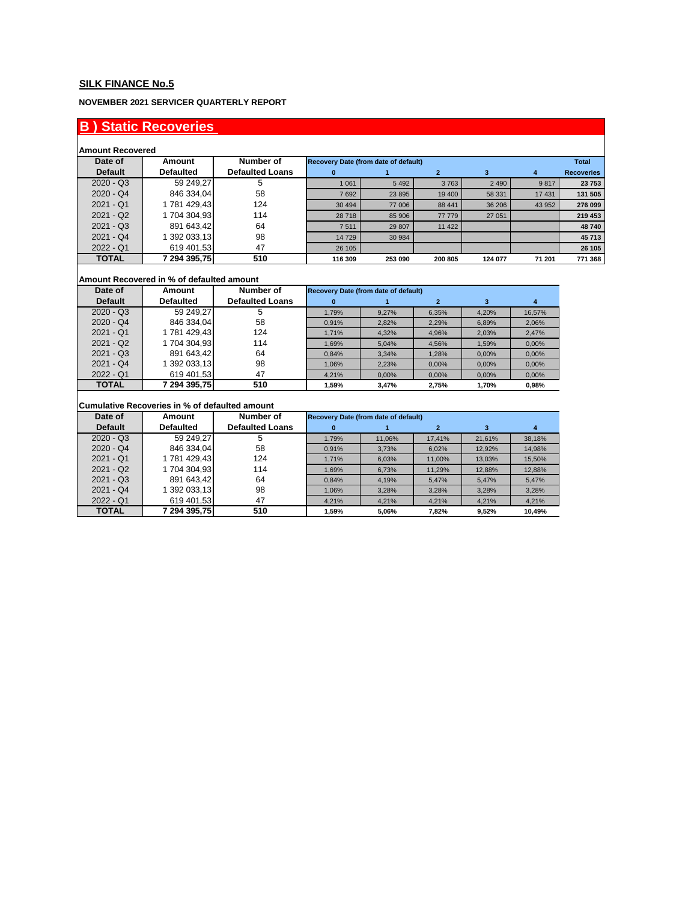**SILK FINANCE No.5**

**NOVEMBER 2021 SERVICER QUARTERLY REPORT**

## B ) Static Recoveries

**Amount Recovered**

| Date of Default | Amount Defaulted | Number of Defaulted Loans | Recovery Date (from date of default) 0 | 1 | 2 | 3 | 4 | Total Recoveries |
|---|---|---|---|---|---|---|---|---|
| 2020 - Q3 | 59 249,27 | 5 | 1 061 | 5 492 | 3 763 | 2 490 | 9 817 | 23 753 |
| 2020 - Q4 | 846 334,04 | 58 | 7 692 | 23 895 | 19 400 | 58 331 | 17 431 | 131 505 |
| 2021 - Q1 | 1 781 429,43 | 124 | 30 494 | 77 006 | 88 441 | 36 206 | 43 952 | 276 099 |
| 2021 - Q2 | 1 704 304,93 | 114 | 28 718 | 85 906 | 77 779 | 27 051 | | 219 453 |
| 2021 - Q3 | 891 643,42 | 64 | 7 511 | 29 807 | 11 422 | | | 48 740 |
| 2021 - Q4 | 1 392 033,13 | 98 | 14 729 | 30 984 | | | | 45 713 |
| 2022 - Q1 | 619 401,53 | 47 | 26 105 | | | | | 26 105 |
| **TOTAL** | **7 294 395,75** | **510** | **116 309** | **253 090** | **200 805** | **124 077** | **71 201** | **771 368** |

**Amount Recovered in % of defaulted amount**

| Date of Default | Amount Defaulted | Number of Defaulted Loans | Recovery Date (from date of default) 0 | 1 | 2 | 3 | 4 |
|---|---|---|---|---|---|---|---|
| 2020 - Q3 | 59 249,27 | 5 | 1,79% | 9,27% | 6,35% | 4,20% | 16,57% |
| 2020 - Q4 | 846 334,04 | 58 | 0,91% | 2,82% | 2,29% | 6,89% | 2,06% |
| 2021 - Q1 | 1 781 429,43 | 124 | 1,71% | 4,32% | 4,96% | 2,03% | 2,47% |
| 2021 - Q2 | 1 704 304,93 | 114 | 1,69% | 5,04% | 4,56% | 1,59% | 0,00% |
| 2021 - Q3 | 891 643,42 | 64 | 0,84% | 3,34% | 1,28% | 0,00% | 0,00% |
| 2021 - Q4 | 1 392 033,13 | 98 | 1,06% | 2,23% | 0,00% | 0,00% | 0,00% |
| 2022 - Q1 | 619 401,53 | 47 | 4,21% | 0,00% | 0,00% | 0,00% | 0,00% |
| **TOTAL** | **7 294 395,75** | **510** | **1,59%** | **3,47%** | **2,75%** | **1,70%** | **0,98%** |

**Cumulative Recoveries in % of defaulted amount**

| Date of Default | Amount Defaulted | Number of Defaulted Loans | Recovery Date (from date of default) 0 | 1 | 2 | 3 | 4 |
|---|---|---|---|---|---|---|---|
| 2020 - Q3 | 59 249,27 | 5 | 1,79% | 11,06% | 17,41% | 21,61% | 38,18% |
| 2020 - Q4 | 846 334,04 | 58 | 0,91% | 3,73% | 6,02% | 12,92% | 14,98% |
| 2021 - Q1 | 1 781 429,43 | 124 | 1,71% | 6,03% | 11,00% | 13,03% | 15,50% |
| 2021 - Q2 | 1 704 304,93 | 114 | 1,69% | 6,73% | 11,29% | 12,88% | 12,88% |
| 2021 - Q3 | 891 643,42 | 64 | 0,84% | 4,19% | 5,47% | 5,47% | 5,47% |
| 2021 - Q4 | 1 392 033,13 | 98 | 1,06% | 3,28% | 3,28% | 3,28% | 3,28% |
| 2022 - Q1 | 619 401,53 | 47 | 4,21% | 4,21% | 4,21% | 4,21% | 4,21% |
| **TOTAL** | **7 294 395,75** | **510** | **1,59%** | **5,06%** | **7,82%** | **9,52%** | **10,49%** |